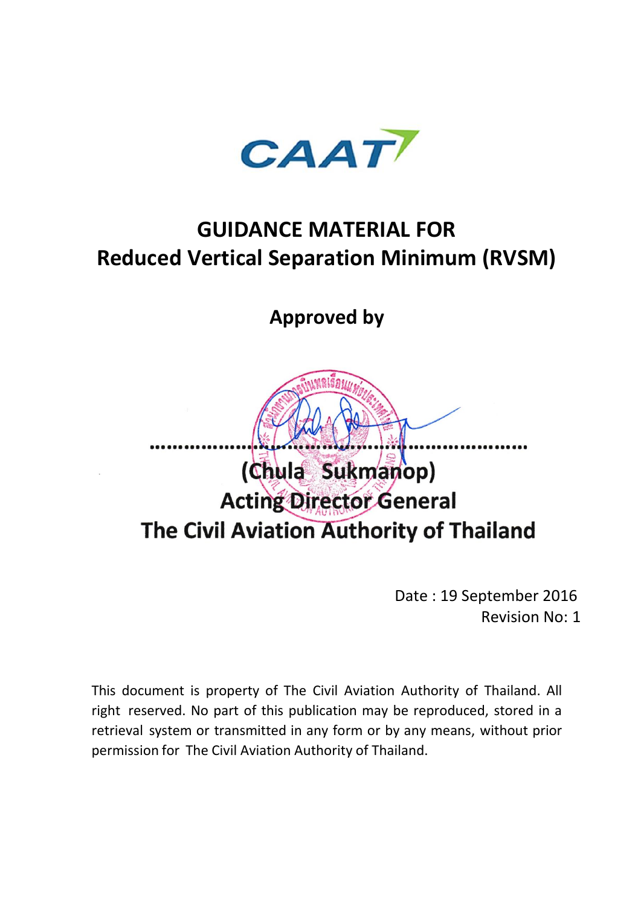CAAT

# GUIDANCE MATERIAL FOR Reduced Vertical Separation Minimum (RVSM)

## Approved by

..........................................................................

**(Chula Sukmanop)**
**Acting Director General**
**The Civil Aviation Authority of Thailand**

Date : 19 September 2016
Revision No: 1

This document is property of The Civil Aviation Authority of Thailand. All right reserved. No part of this publication may be reproduced, stored in a retrieval system or transmitted in any form or by any means, without prior permission for The Civil Aviation Authority of Thailand.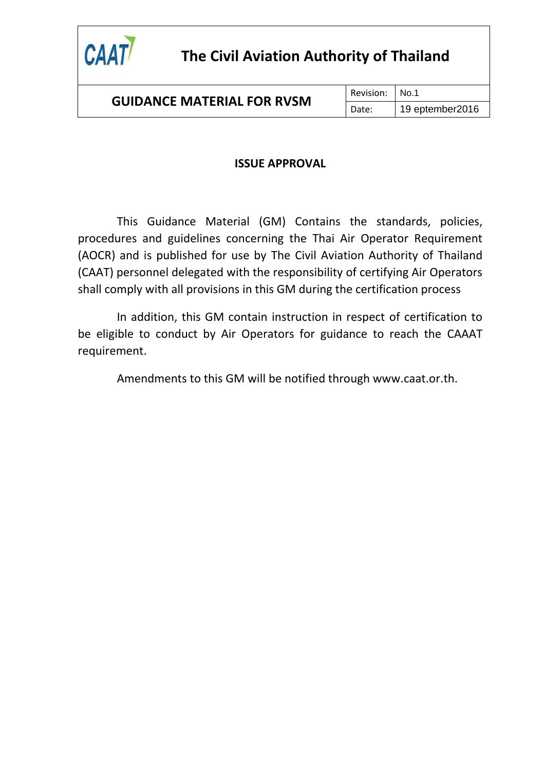## ISSUE APPROVAL

This Guidance Material (GM) Contains the standards, policies, procedures and guidelines concerning the Thai Air Operator Requirement (AOCR) and is published for use by The Civil Aviation Authority of Thailand (CAAT) personnel delegated with the responsibility of certifying Air Operators shall comply with all provisions in this GM during the certification process

In addition, this GM contain instruction in respect of certification to be eligible to conduct by Air Operators for guidance to reach the CAAAT requirement.

Amendments to this GM will be notified through www.caat.or.th.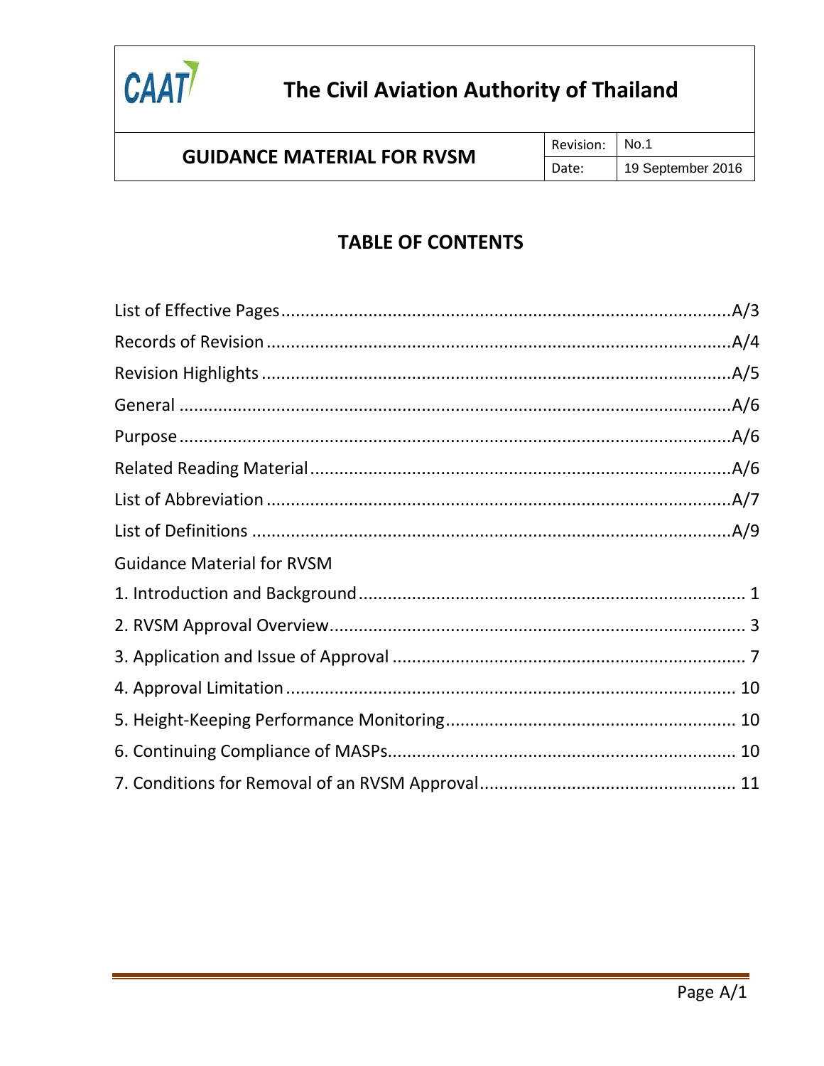# TABLE OF CONTENTS

| | |
|---|---|
| List of Effective Pages | A/3 |
| Records of Revision | A/4 |
| Revision Highlights | A/5 |
| General | A/6 |
| Purpose | A/6 |
| Related Reading Material | A/6 |
| List of Abbreviation | A/7 |
| List of Definitions | A/9 |
| Guidance Material for RVSM | |
| 1. Introduction and Background | 1 |
| 2. RVSM Approval Overview | 3 |
| 3. Application and Issue of Approval | 7 |
| 4. Approval Limitation | 10 |
| 5. Height-Keeping Performance Monitoring | 10 |
| 6. Continuing Compliance of MASPs | 10 |
| 7. Conditions for Removal of an RVSM Approval | 11 |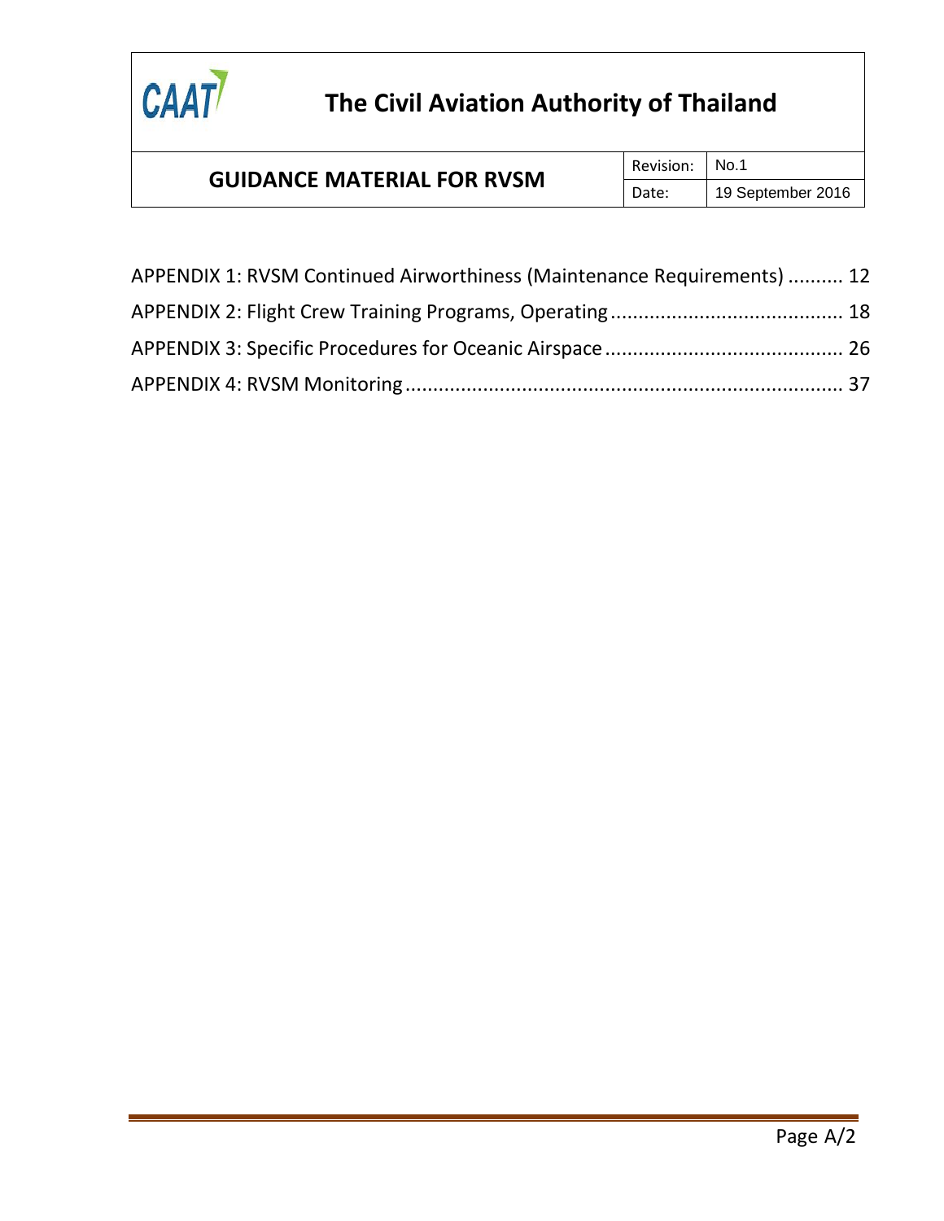APPENDIX 1: RVSM Continued Airworthiness (Maintenance Requirements) .......... 12

APPENDIX 2: Flight Crew Training Programs, Operating .......................................... 18

APPENDIX 3: Specific Procedures for Oceanic Airspace ........................................... 26

APPENDIX 4: RVSM Monitoring ................................................................................ 37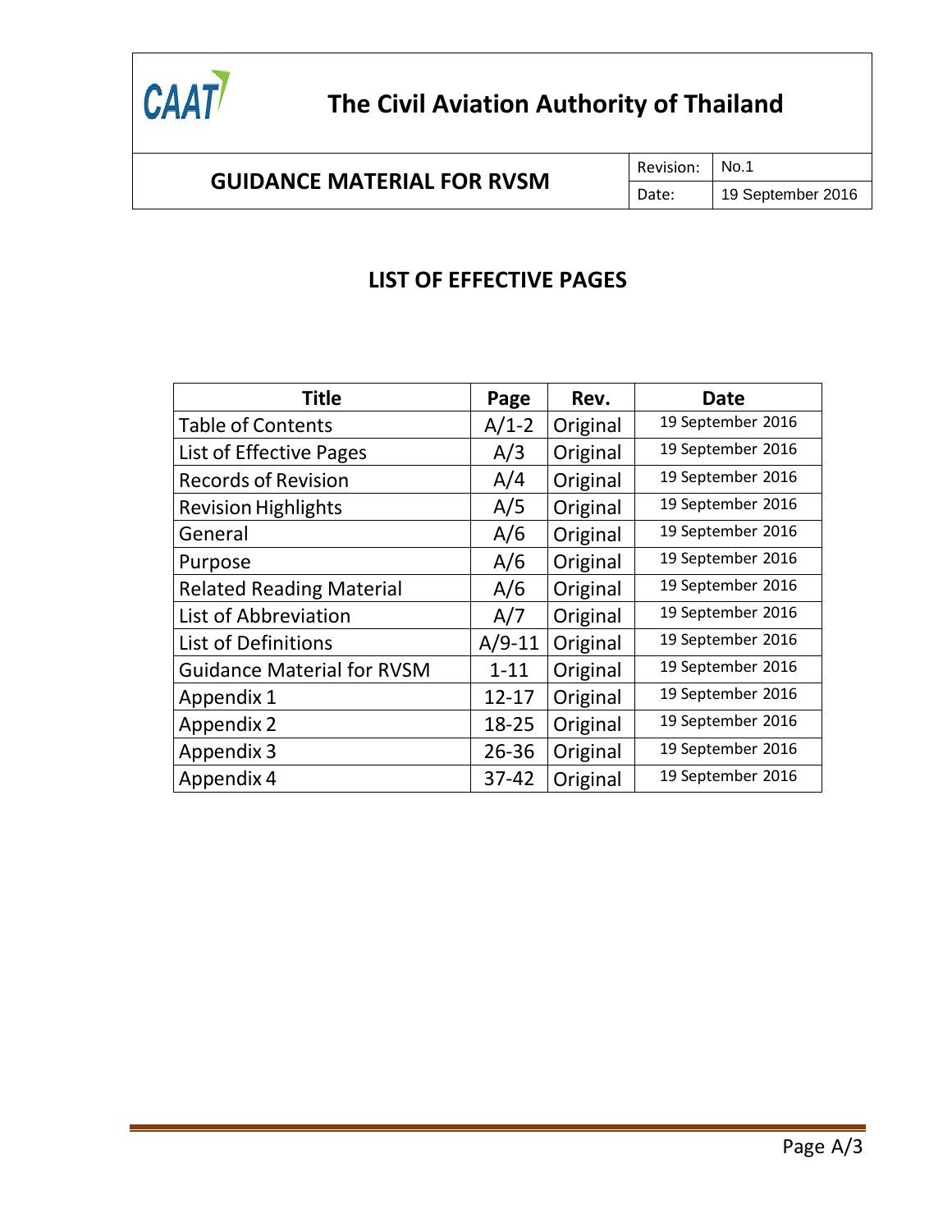# LIST OF EFFECTIVE PAGES

| Title | Page | Rev. | Date |
|---|---|---|---|
| Table of Contents | A/1-2 | Original | 19 September 2016 |
| List of Effective Pages | A/3 | Original | 19 September 2016 |
| Records of Revision | A/4 | Original | 19 September 2016 |
| Revision Highlights | A/5 | Original | 19 September 2016 |
| General | A/6 | Original | 19 September 2016 |
| Purpose | A/6 | Original | 19 September 2016 |
| Related Reading Material | A/6 | Original | 19 September 2016 |
| List of Abbreviation | A/7 | Original | 19 September 2016 |
| List of Definitions | A/9-11 | Original | 19 September 2016 |
| Guidance Material for RVSM | 1-11 | Original | 19 September 2016 |
| Appendix 1 | 12-17 | Original | 19 September 2016 |
| Appendix 2 | 18-25 | Original | 19 September 2016 |
| Appendix 3 | 26-36 | Original | 19 September 2016 |
| Appendix 4 | 37-42 | Original | 19 September 2016 |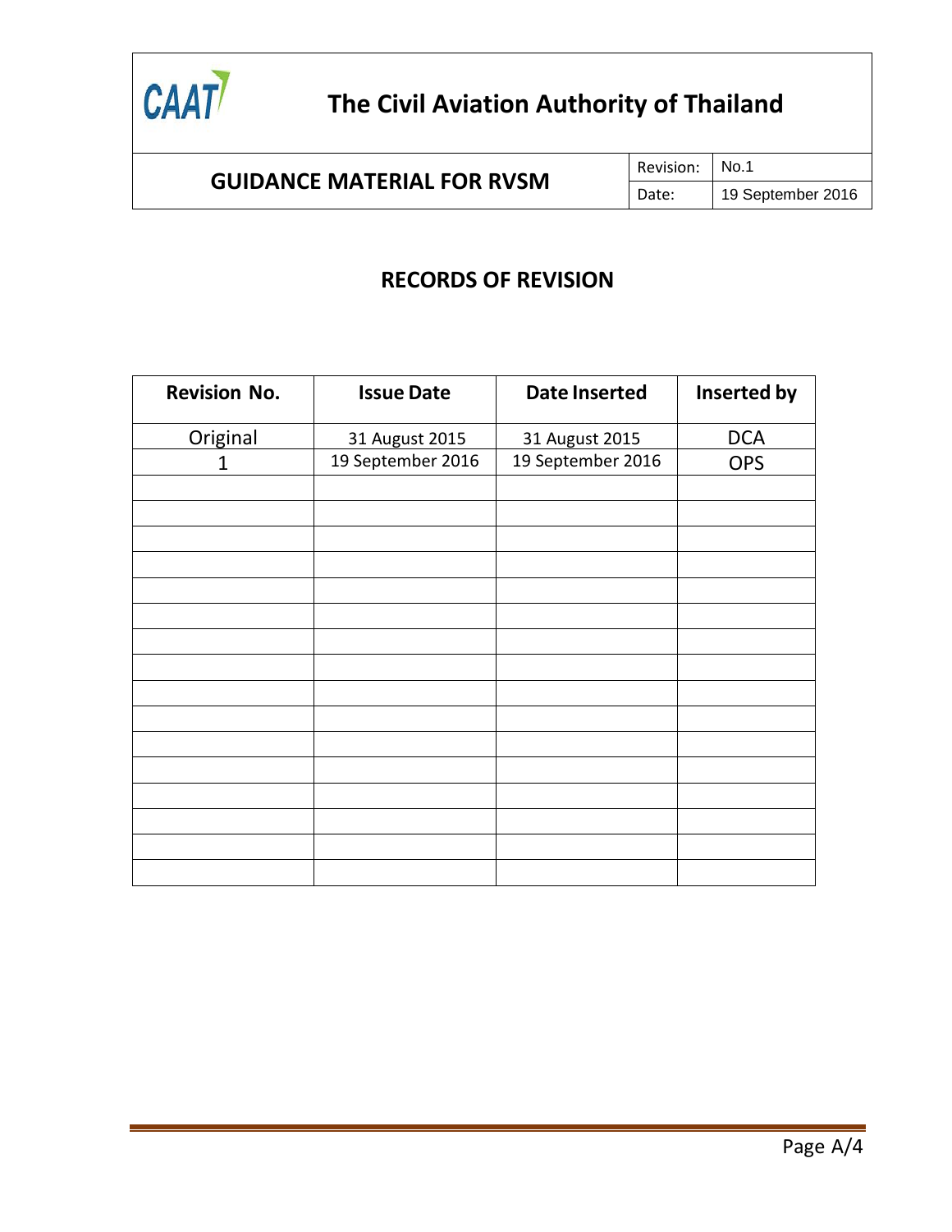# RECORDS OF REVISION

| Revision No. | Issue Date | Date Inserted | Inserted by |
|---|---|---|---|
| Original | 31 August 2015 | 31 August 2015 | DCA |
| 1 | 19 September 2016 | 19 September 2016 | OPS |
| | | | |
| | | | |
| | | | |
| | | | |
| | | | |
| | | | |
| | | | |
| | | | |
| | | | |
| | | | |
| | | | |
| | | | |
| | | | |
| | | | |
| | | | |
| | | | |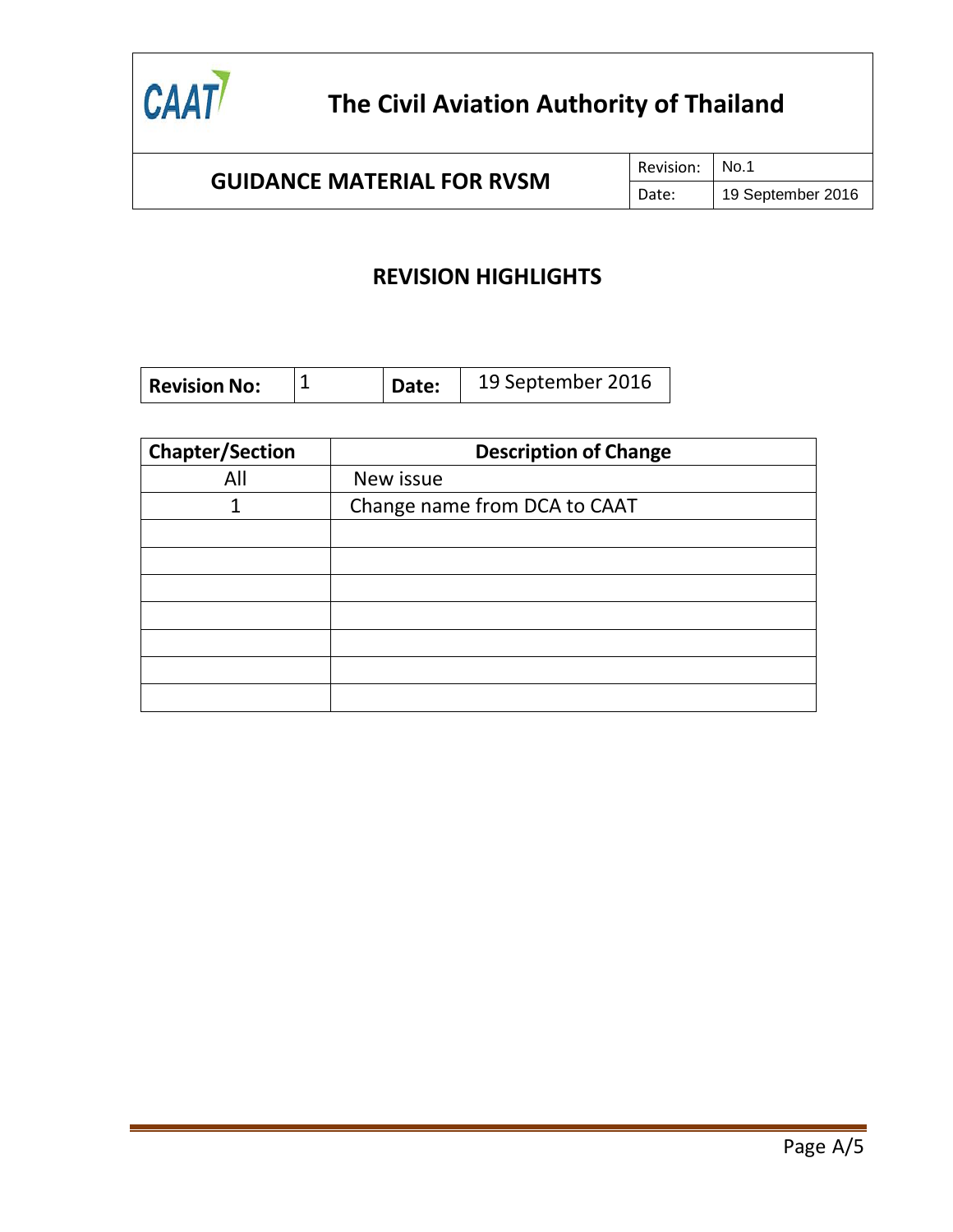# REVISION HIGHLIGHTS

| Revision No: | 1 | Date: | 19 September 2016 |
|---|---|---|---|

| Chapter/Section | Description of Change |
|---|---|
| All | New issue |
| 1 | Change name from DCA to CAAT |
| | |
| | |
| | |
| | |
| | |
| | |
| | |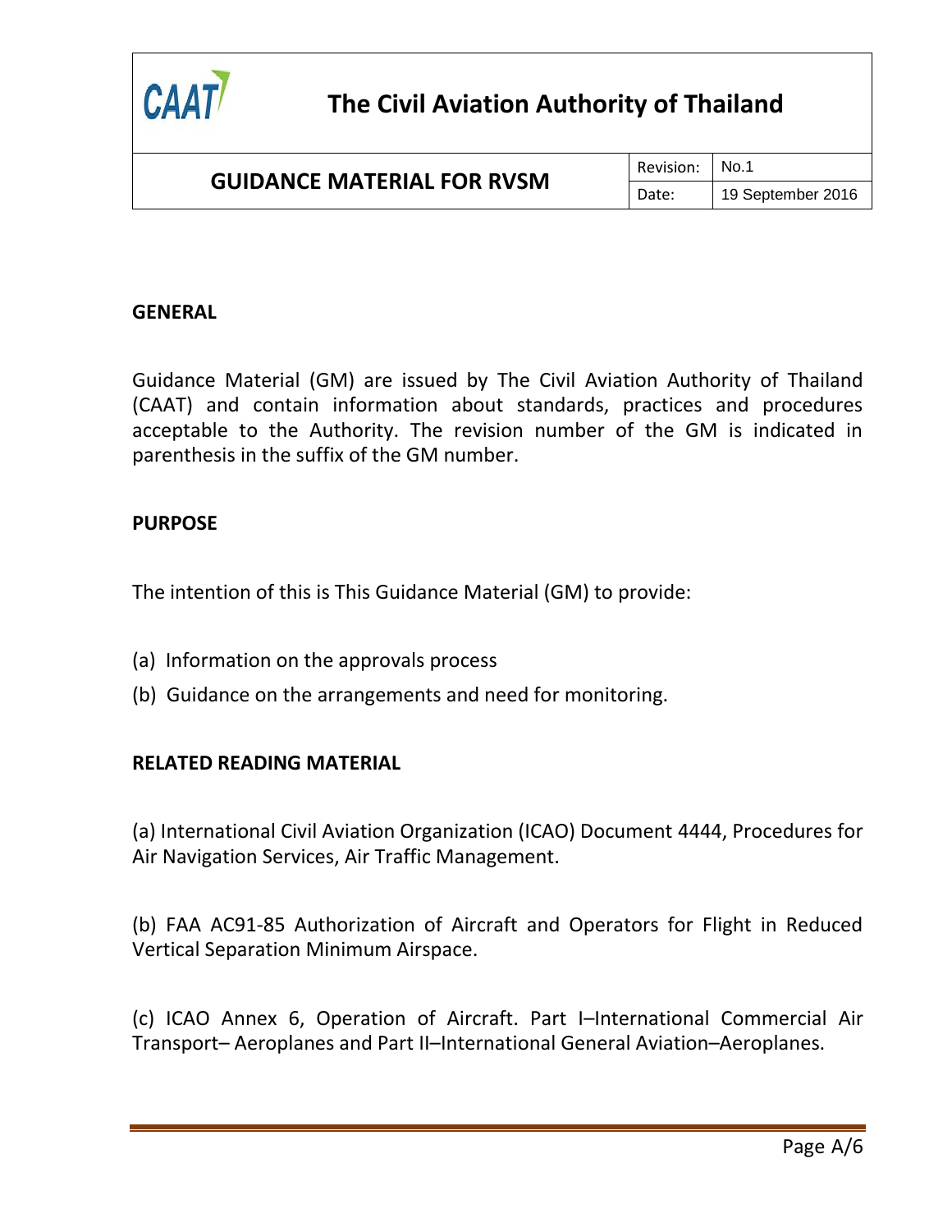## GENERAL

Guidance Material (GM) are issued by The Civil Aviation Authority of Thailand (CAAT) and contain information about standards, practices and procedures acceptable to the Authority. The revision number of the GM is indicated in parenthesis in the suffix of the GM number.

## PURPOSE

The intention of this is This Guidance Material (GM) to provide:

(a) Information on the approvals process

(b) Guidance on the arrangements and need for monitoring.

## RELATED READING MATERIAL

(a) International Civil Aviation Organization (ICAO) Document 4444, Procedures for Air Navigation Services, Air Traffic Management.

(b) FAA AC91-85 Authorization of Aircraft and Operators for Flight in Reduced Vertical Separation Minimum Airspace.

(c) ICAO Annex 6, Operation of Aircraft. Part I–International Commercial Air Transport– Aeroplanes and Part II–International General Aviation–Aeroplanes.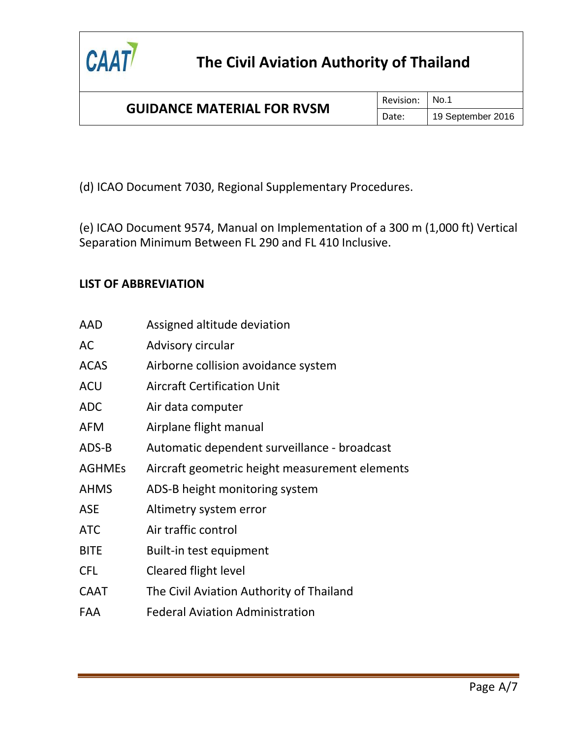(d) ICAO Document 7030, Regional Supplementary Procedures.

(e) ICAO Document 9574, Manual on Implementation of a 300 m (1,000 ft) Vertical Separation Minimum Between FL 290 and FL 410 Inclusive.

## LIST OF ABBREVIATION

| | |
|---|---|
| AAD | Assigned altitude deviation |
| AC | Advisory circular |
| ACAS | Airborne collision avoidance system |
| ACU | Aircraft Certification Unit |
| ADC | Air data computer |
| AFM | Airplane flight manual |
| ADS-B | Automatic dependent surveillance - broadcast |
| AGHMEs | Aircraft geometric height measurement elements |
| AHMS | ADS-B height monitoring system |
| ASE | Altimetry system error |
| ATC | Air traffic control |
| BITE | Built-in test equipment |
| CFL | Cleared flight level |
| CAAT | The Civil Aviation Authority of Thailand |
| FAA | Federal Aviation Administration |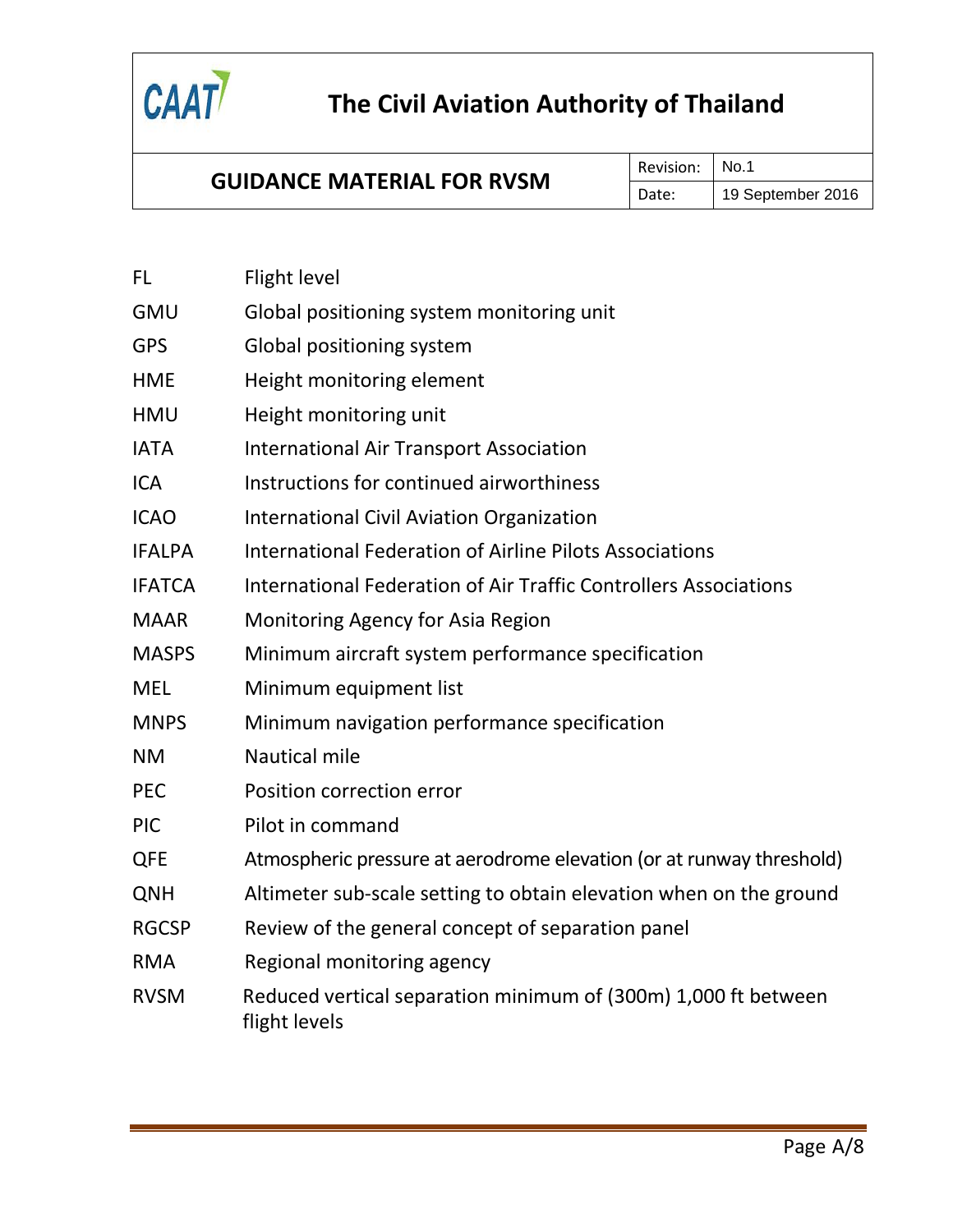| | |
|---|---|
| FL | Flight level |
| GMU | Global positioning system monitoring unit |
| GPS | Global positioning system |
| HME | Height monitoring element |
| HMU | Height monitoring unit |
| IATA | International Air Transport Association |
| ICA | Instructions for continued airworthiness |
| ICAO | International Civil Aviation Organization |
| IFALPA | International Federation of Airline Pilots Associations |
| IFATCA | International Federation of Air Traffic Controllers Associations |
| MAAR | Monitoring Agency for Asia Region |
| MASPS | Minimum aircraft system performance specification |
| MEL | Minimum equipment list |
| MNPS | Minimum navigation performance specification |
| NM | Nautical mile |
| PEC | Position correction error |
| PIC | Pilot in command |
| QFE | Atmospheric pressure at aerodrome elevation (or at runway threshold) |
| QNH | Altimeter sub-scale setting to obtain elevation when on the ground |
| RGCSP | Review of the general concept of separation panel |
| RMA | Regional monitoring agency |
| RVSM | Reduced vertical separation minimum of (300m) 1,000 ft between flight levels |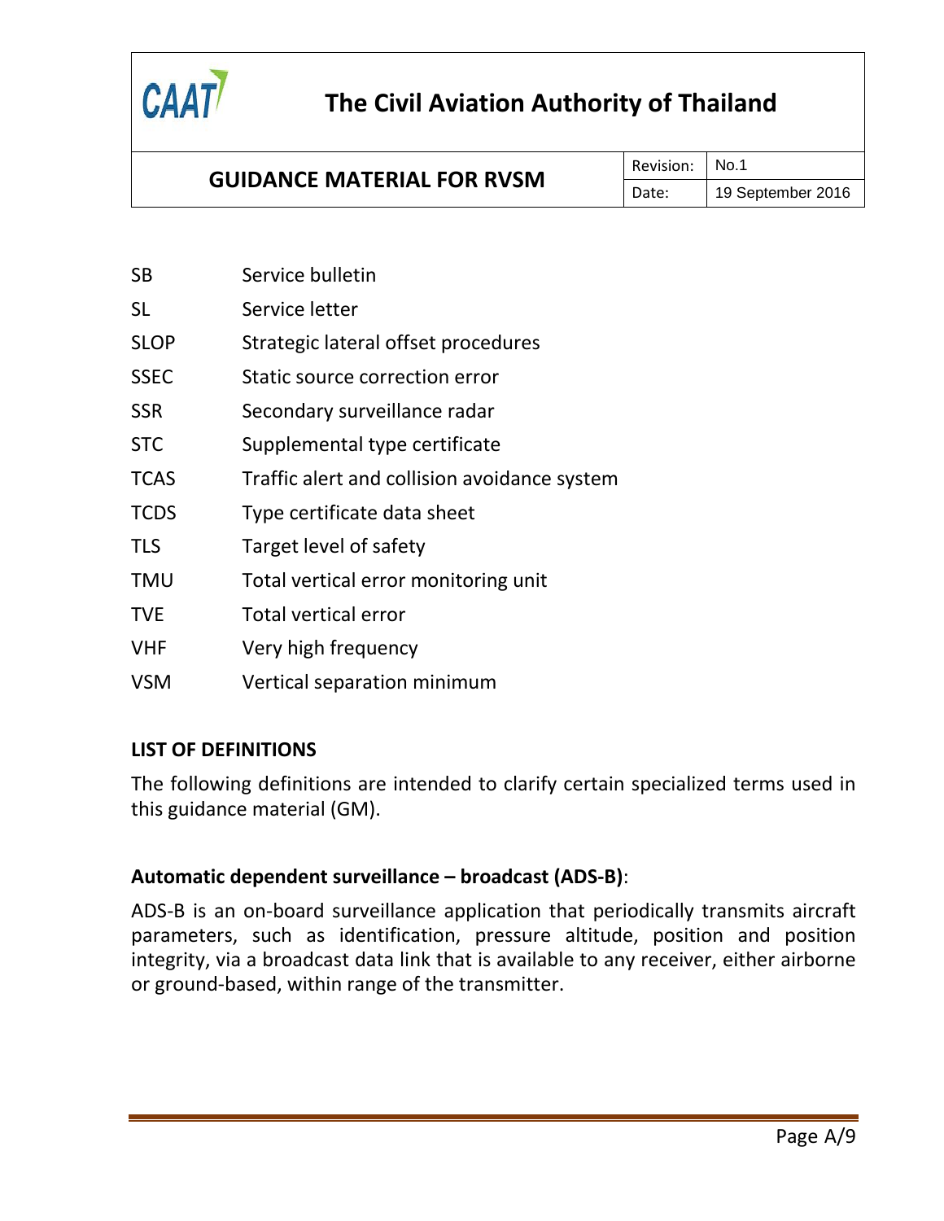| | |
|---|---|
| SB | Service bulletin |
| SL | Service letter |
| SLOP | Strategic lateral offset procedures |
| SSEC | Static source correction error |
| SSR | Secondary surveillance radar |
| STC | Supplemental type certificate |
| TCAS | Traffic alert and collision avoidance system |
| TCDS | Type certificate data sheet |
| TLS | Target level of safety |
| TMU | Total vertical error monitoring unit |
| TVE | Total vertical error |
| VHF | Very high frequency |
| VSM | Vertical separation minimum |

## LIST OF DEFINITIONS

The following definitions are intended to clarify certain specialized terms used in this guidance material (GM).

**Automatic dependent surveillance – broadcast (ADS-B)**:

ADS-B is an on-board surveillance application that periodically transmits aircraft parameters, such as identification, pressure altitude, position and position integrity, via a broadcast data link that is available to any receiver, either airborne or ground-based, within range of the transmitter.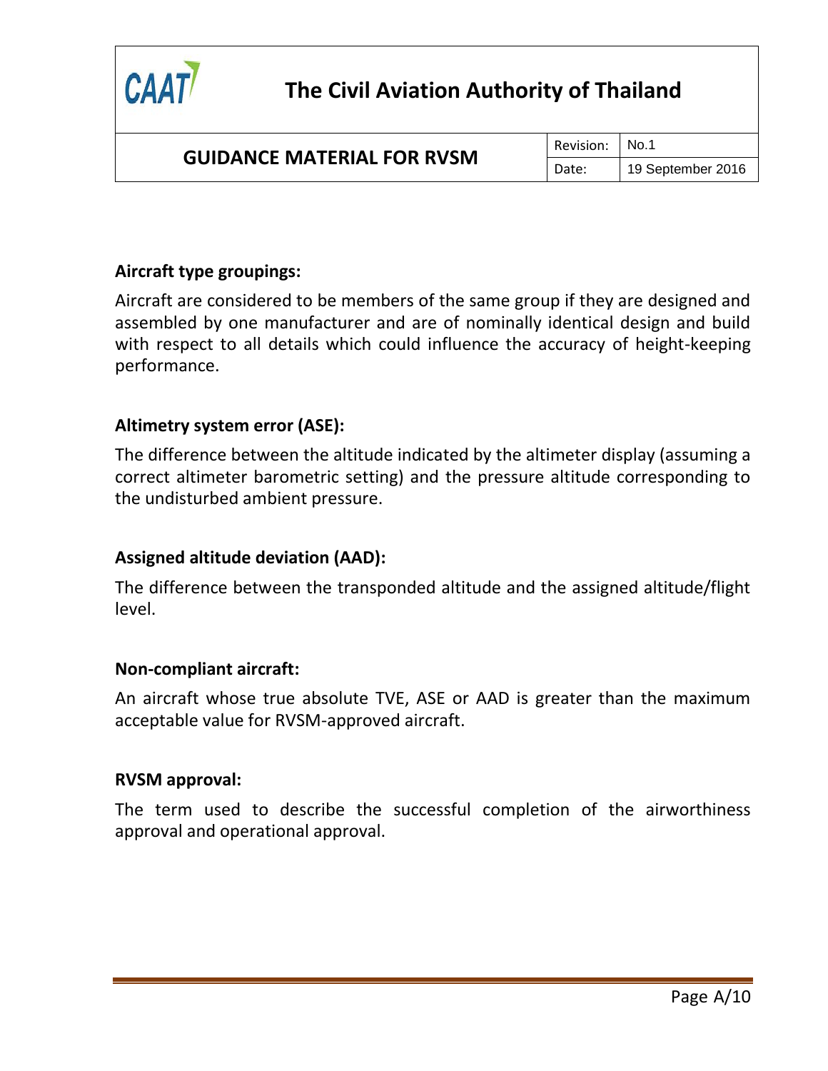**Aircraft type groupings:**

Aircraft are considered to be members of the same group if they are designed and assembled by one manufacturer and are of nominally identical design and build with respect to all details which could influence the accuracy of height-keeping performance.

**Altimetry system error (ASE):**

The difference between the altitude indicated by the altimeter display (assuming a correct altimeter barometric setting) and the pressure altitude corresponding to the undisturbed ambient pressure.

**Assigned altitude deviation (AAD):**

The difference between the transponded altitude and the assigned altitude/flight level.

**Non-compliant aircraft:**

An aircraft whose true absolute TVE, ASE or AAD is greater than the maximum acceptable value for RVSM-approved aircraft.

**RVSM approval:**

The term used to describe the successful completion of the airworthiness approval and operational approval.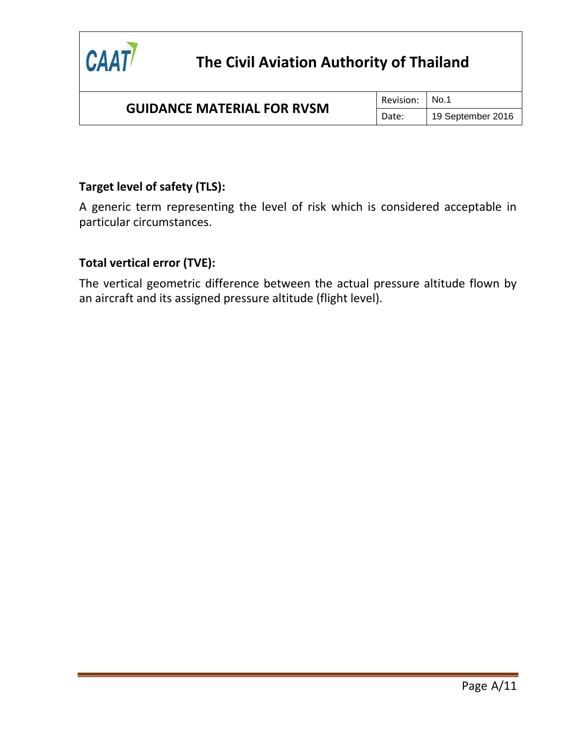**Target level of safety (TLS):**

A generic term representing the level of risk which is considered acceptable in particular circumstances.

**Total vertical error (TVE):**

The vertical geometric difference between the actual pressure altitude flown by an aircraft and its assigned pressure altitude (flight level).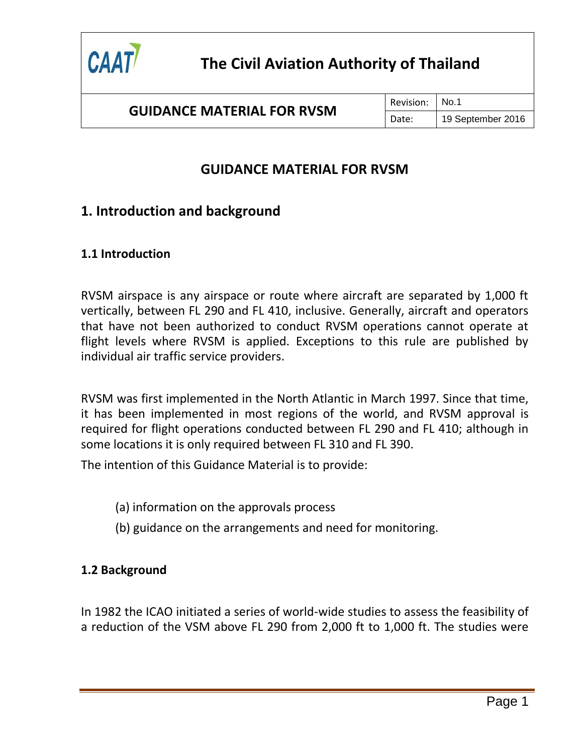# GUIDANCE MATERIAL FOR RVSM

## 1. Introduction and background

### 1.1 Introduction

RVSM airspace is any airspace or route where aircraft are separated by 1,000 ft vertically, between FL 290 and FL 410, inclusive. Generally, aircraft and operators that have not been authorized to conduct RVSM operations cannot operate at flight levels where RVSM is applied. Exceptions to this rule are published by individual air traffic service providers.

RVSM was first implemented in the North Atlantic in March 1997. Since that time, it has been implemented in most regions of the world, and RVSM approval is required for flight operations conducted between FL 290 and FL 410; although in some locations it is only required between FL 310 and FL 390.

The intention of this Guidance Material is to provide:

(a) information on the approvals process

(b) guidance on the arrangements and need for monitoring.

### 1.2 Background

In 1982 the ICAO initiated a series of world-wide studies to assess the feasibility of a reduction of the VSM above FL 290 from 2,000 ft to 1,000 ft. The studies were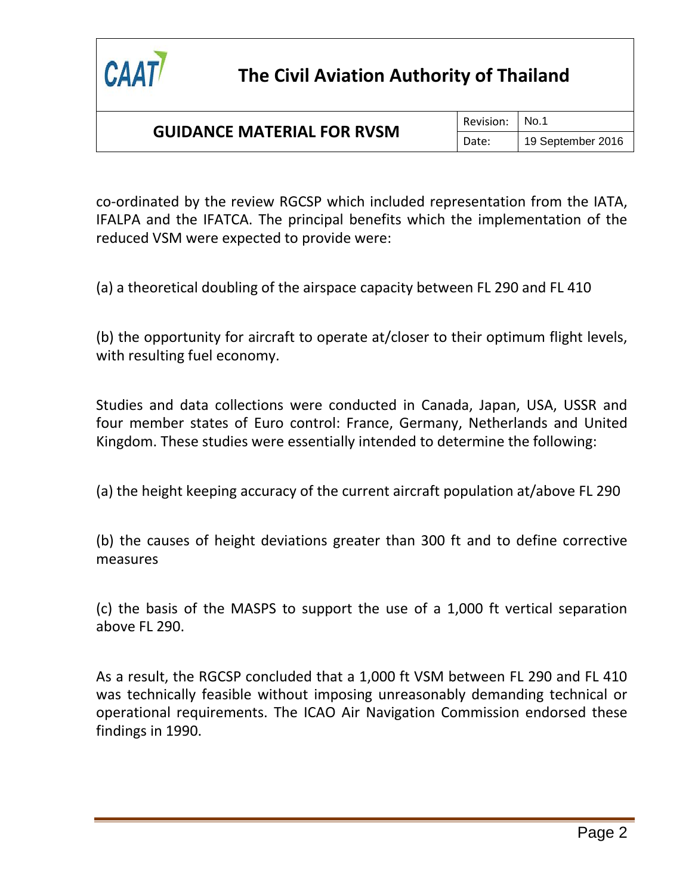co-ordinated by the review RGCSP which included representation from the IATA, IFALPA and the IFATCA. The principal benefits which the implementation of the reduced VSM were expected to provide were:

(a) a theoretical doubling of the airspace capacity between FL 290 and FL 410

(b) the opportunity for aircraft to operate at/closer to their optimum flight levels, with resulting fuel economy.

Studies and data collections were conducted in Canada, Japan, USA, USSR and four member states of Euro control: France, Germany, Netherlands and United Kingdom. These studies were essentially intended to determine the following:

(a) the height keeping accuracy of the current aircraft population at/above FL 290

(b) the causes of height deviations greater than 300 ft and to define corrective measures

(c) the basis of the MASPS to support the use of a 1,000 ft vertical separation above FL 290.

As a result, the RGCSP concluded that a 1,000 ft VSM between FL 290 and FL 410 was technically feasible without imposing unreasonably demanding technical or operational requirements. The ICAO Air Navigation Commission endorsed these findings in 1990.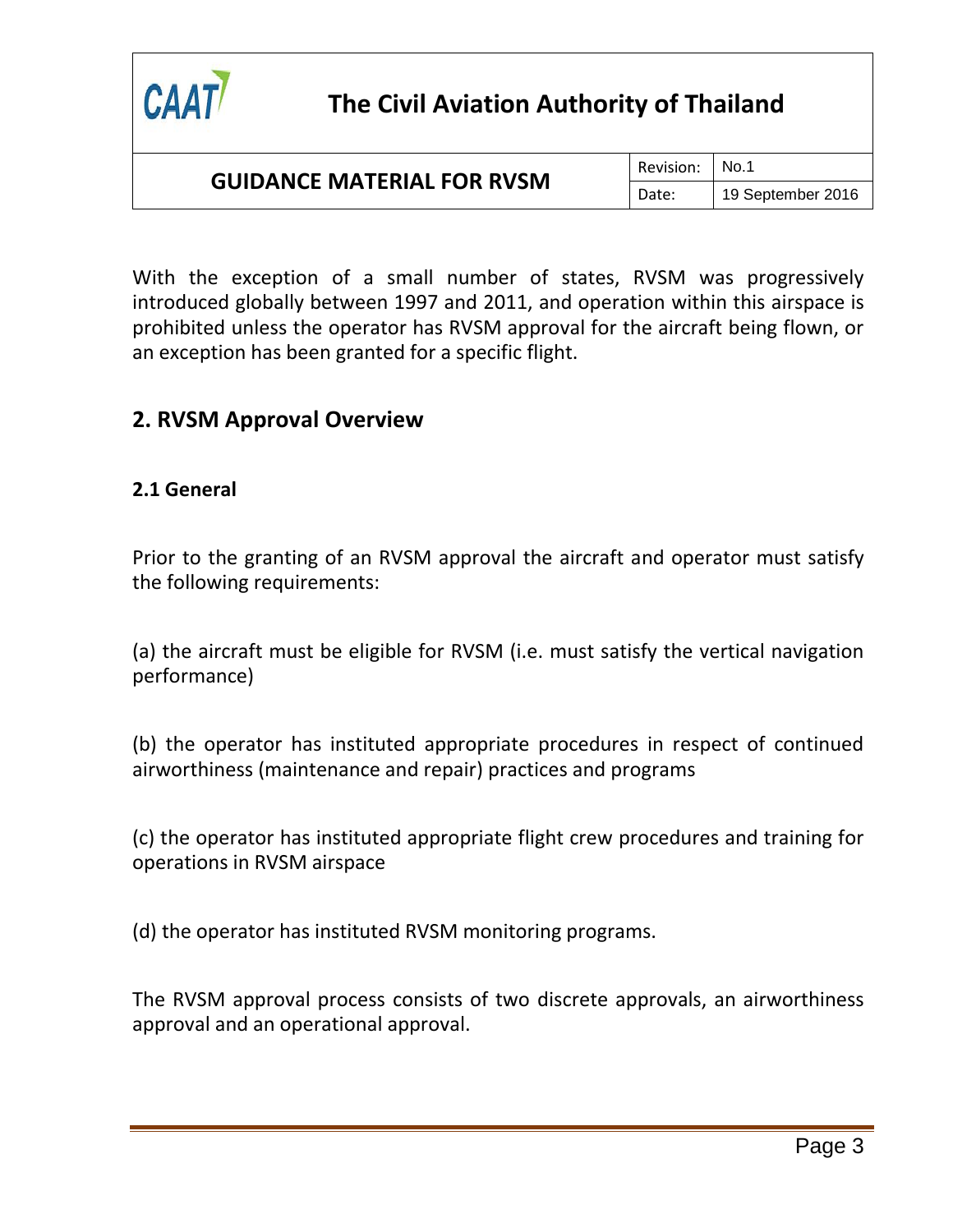With the exception of a small number of states, RVSM was progressively introduced globally between 1997 and 2011, and operation within this airspace is prohibited unless the operator has RVSM approval for the aircraft being flown, or an exception has been granted for a specific flight.

## 2. RVSM Approval Overview

### 2.1 General

Prior to the granting of an RVSM approval the aircraft and operator must satisfy the following requirements:

(a) the aircraft must be eligible for RVSM (i.e. must satisfy the vertical navigation performance)

(b) the operator has instituted appropriate procedures in respect of continued airworthiness (maintenance and repair) practices and programs

(c) the operator has instituted appropriate flight crew procedures and training for operations in RVSM airspace

(d) the operator has instituted RVSM monitoring programs.

The RVSM approval process consists of two discrete approvals, an airworthiness approval and an operational approval.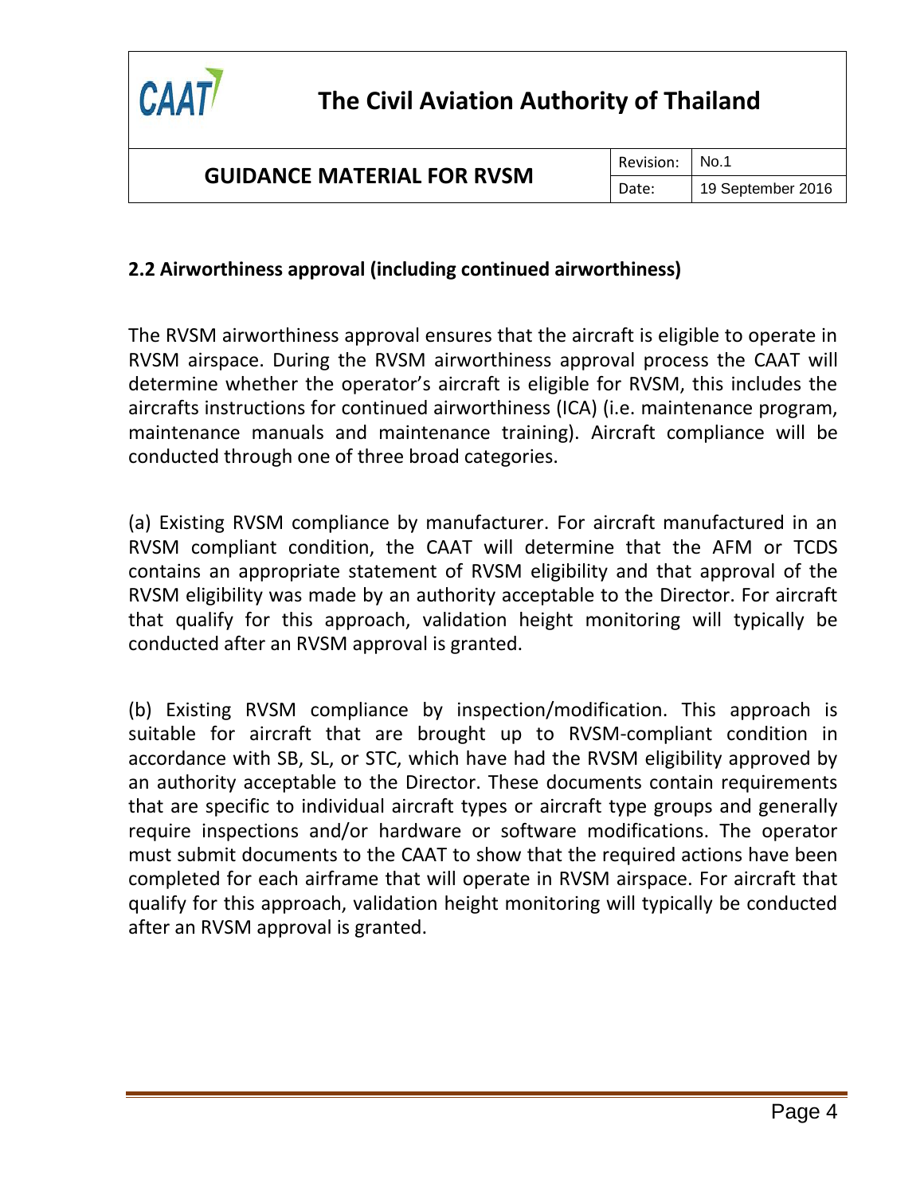## 2.2 Airworthiness approval (including continued airworthiness)

The RVSM airworthiness approval ensures that the aircraft is eligible to operate in RVSM airspace. During the RVSM airworthiness approval process the CAAT will determine whether the operator's aircraft is eligible for RVSM, this includes the aircrafts instructions for continued airworthiness (ICA) (i.e. maintenance program, maintenance manuals and maintenance training). Aircraft compliance will be conducted through one of three broad categories.

(a) Existing RVSM compliance by manufacturer. For aircraft manufactured in an RVSM compliant condition, the CAAT will determine that the AFM or TCDS contains an appropriate statement of RVSM eligibility and that approval of the RVSM eligibility was made by an authority acceptable to the Director. For aircraft that qualify for this approach, validation height monitoring will typically be conducted after an RVSM approval is granted.

(b) Existing RVSM compliance by inspection/modification. This approach is suitable for aircraft that are brought up to RVSM-compliant condition in accordance with SB, SL, or STC, which have had the RVSM eligibility approved by an authority acceptable to the Director. These documents contain requirements that are specific to individual aircraft types or aircraft type groups and generally require inspections and/or hardware or software modifications. The operator must submit documents to the CAAT to show that the required actions have been completed for each airframe that will operate in RVSM airspace. For aircraft that qualify for this approach, validation height monitoring will typically be conducted after an RVSM approval is granted.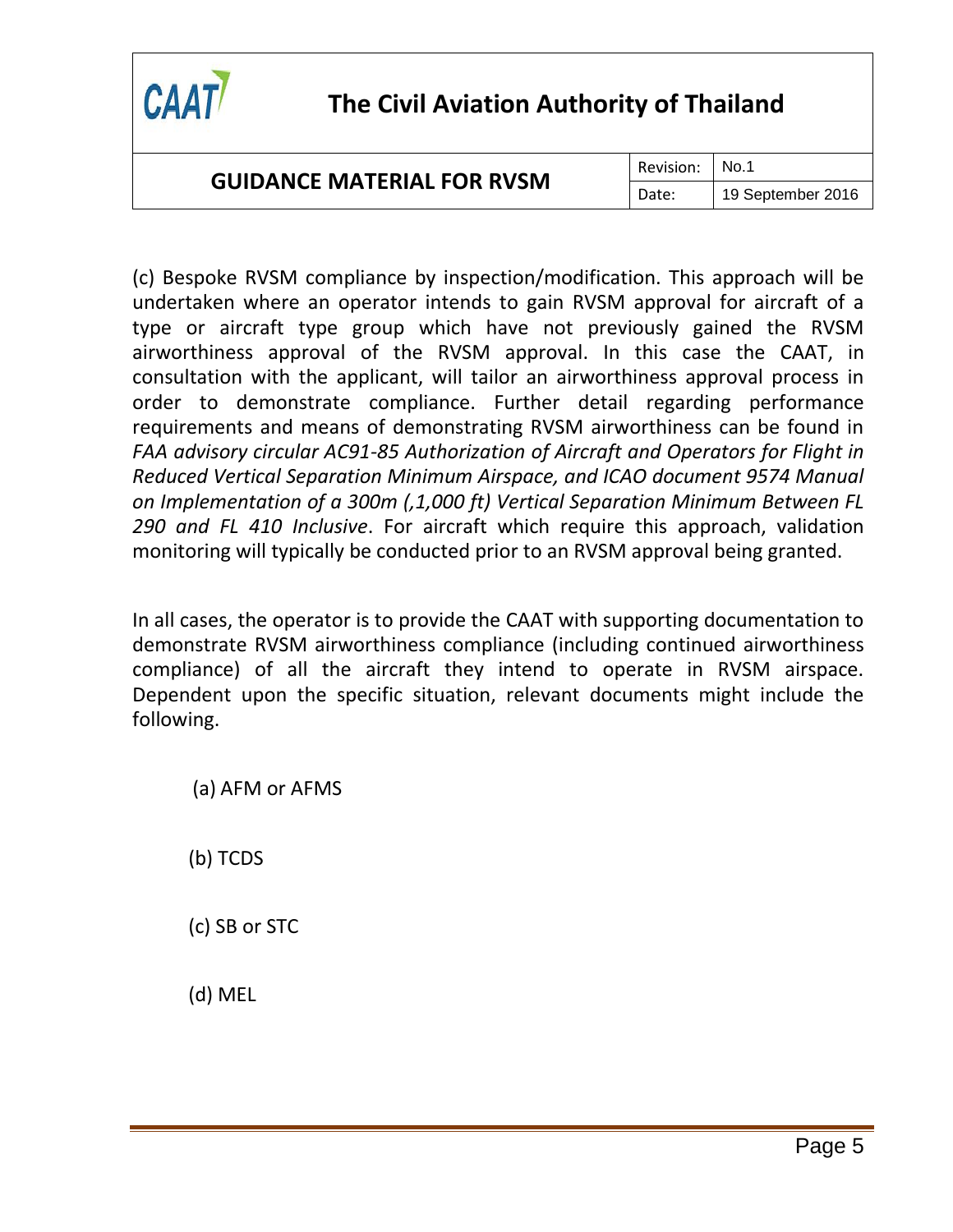(c) Bespoke RVSM compliance by inspection/modification. This approach will be undertaken where an operator intends to gain RVSM approval for aircraft of a type or aircraft type group which have not previously gained the RVSM airworthiness approval of the RVSM approval. In this case the CAAT, in consultation with the applicant, will tailor an airworthiness approval process in order to demonstrate compliance. Further detail regarding performance requirements and means of demonstrating RVSM airworthiness can be found in *FAA advisory circular AC91-85 Authorization of Aircraft and Operators for Flight in Reduced Vertical Separation Minimum Airspace, and ICAO document 9574 Manual on Implementation of a 300m (,1,000 ft) Vertical Separation Minimum Between FL 290 and FL 410 Inclusive*. For aircraft which require this approach, validation monitoring will typically be conducted prior to an RVSM approval being granted.

In all cases, the operator is to provide the CAAT with supporting documentation to demonstrate RVSM airworthiness compliance (including continued airworthiness compliance) of all the aircraft they intend to operate in RVSM airspace. Dependent upon the specific situation, relevant documents might include the following.

(a) AFM or AFMS

(b) TCDS

(c) SB or STC

(d) MEL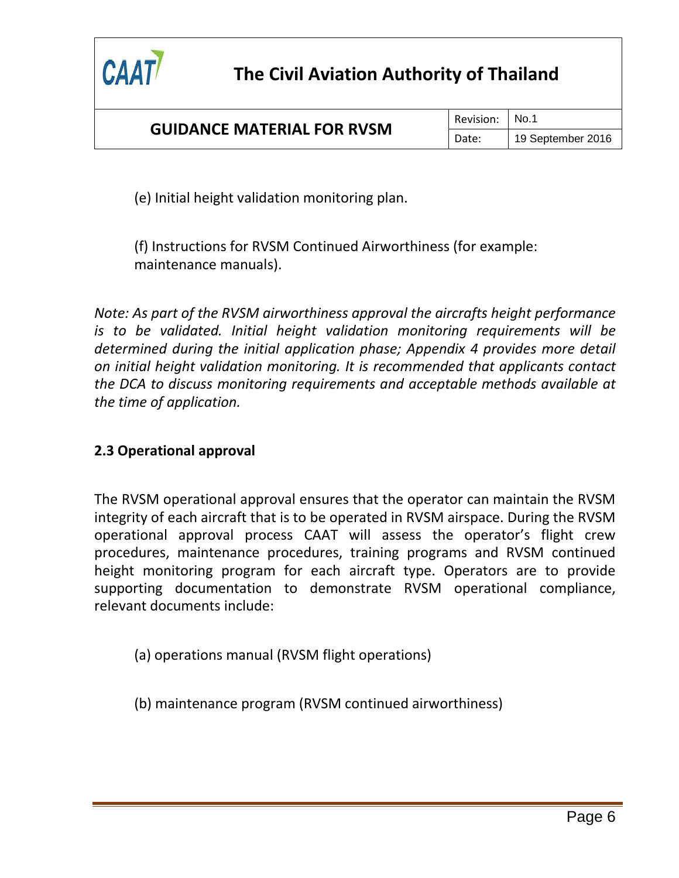(e) Initial height validation monitoring plan.

(f) Instructions for RVSM Continued Airworthiness (for example: maintenance manuals).

*Note: As part of the RVSM airworthiness approval the aircrafts height performance is to be validated. Initial height validation monitoring requirements will be determined during the initial application phase; Appendix 4 provides more detail on initial height validation monitoring. It is recommended that applicants contact the DCA to discuss monitoring requirements and acceptable methods available at the time of application.*

### 2.3 Operational approval

The RVSM operational approval ensures that the operator can maintain the RVSM integrity of each aircraft that is to be operated in RVSM airspace. During the RVSM operational approval process CAAT will assess the operator's flight crew procedures, maintenance procedures, training programs and RVSM continued height monitoring program for each aircraft type. Operators are to provide supporting documentation to demonstrate RVSM operational compliance, relevant documents include:

(a) operations manual (RVSM flight operations)

(b) maintenance program (RVSM continued airworthiness)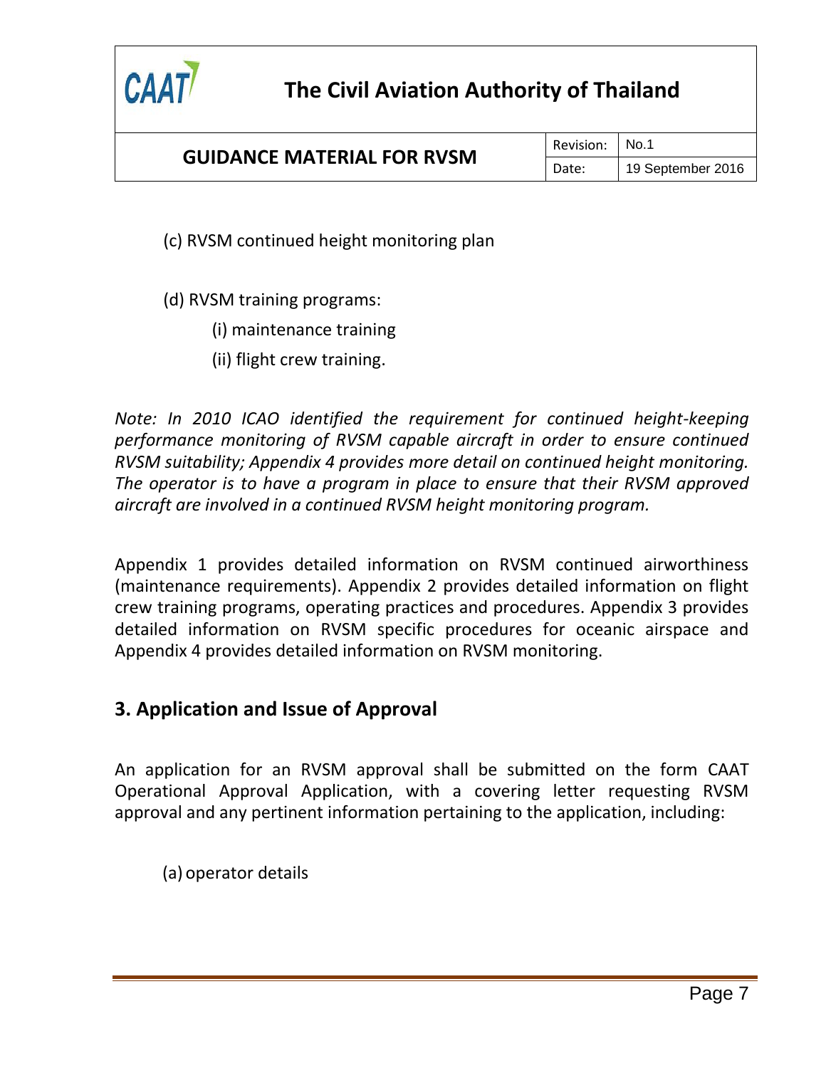(c) RVSM continued height monitoring plan

(d) RVSM training programs:

(i) maintenance training

(ii) flight crew training.

*Note: In 2010 ICAO identified the requirement for continued height-keeping performance monitoring of RVSM capable aircraft in order to ensure continued RVSM suitability; Appendix 4 provides more detail on continued height monitoring. The operator is to have a program in place to ensure that their RVSM approved aircraft are involved in a continued RVSM height monitoring program.*

Appendix 1 provides detailed information on RVSM continued airworthiness (maintenance requirements). Appendix 2 provides detailed information on flight crew training programs, operating practices and procedures. Appendix 3 provides detailed information on RVSM specific procedures for oceanic airspace and Appendix 4 provides detailed information on RVSM monitoring.

## 3. Application and Issue of Approval

An application for an RVSM approval shall be submitted on the form CAAT Operational Approval Application, with a covering letter requesting RVSM approval and any pertinent information pertaining to the application, including:

(a) operator details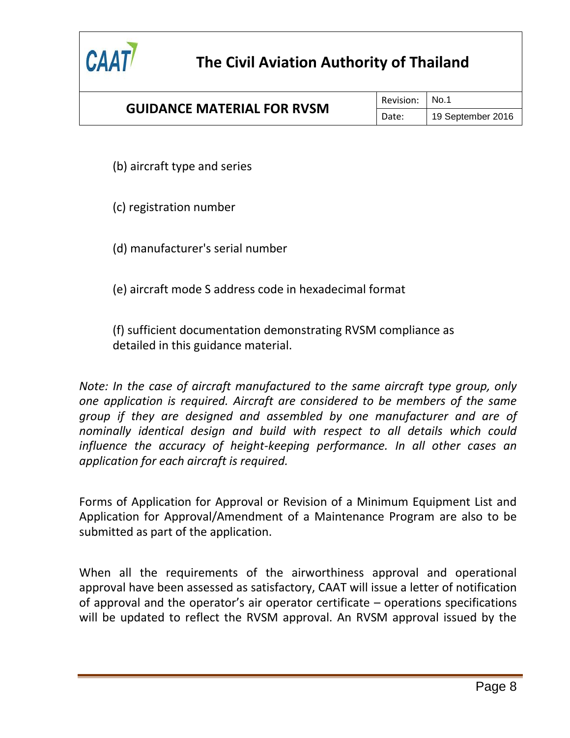(b) aircraft type and series

(c) registration number

(d) manufacturer's serial number

(e) aircraft mode S address code in hexadecimal format

(f) sufficient documentation demonstrating RVSM compliance as detailed in this guidance material.

*Note: In the case of aircraft manufactured to the same aircraft type group, only one application is required. Aircraft are considered to be members of the same group if they are designed and assembled by one manufacturer and are of nominally identical design and build with respect to all details which could influence the accuracy of height-keeping performance. In all other cases an application for each aircraft is required.*

Forms of Application for Approval or Revision of a Minimum Equipment List and Application for Approval/Amendment of a Maintenance Program are also to be submitted as part of the application.

When all the requirements of the airworthiness approval and operational approval have been assessed as satisfactory, CAAT will issue a letter of notification of approval and the operator's air operator certificate – operations specifications will be updated to reflect the RVSM approval. An RVSM approval issued by the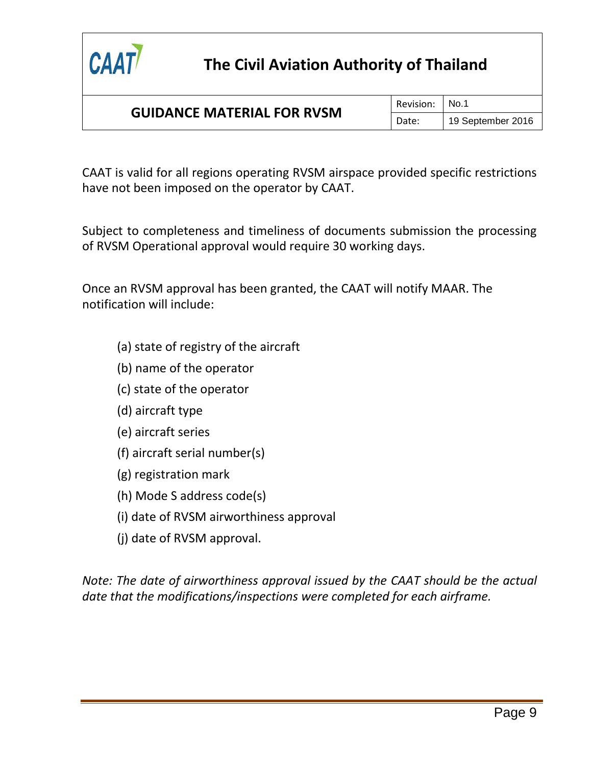CAAT is valid for all regions operating RVSM airspace provided specific restrictions have not been imposed on the operator by CAAT.

Subject to completeness and timeliness of documents submission the processing of RVSM Operational approval would require 30 working days.

Once an RVSM approval has been granted, the CAAT will notify MAAR. The notification will include:

(a) state of registry of the aircraft

(b) name of the operator

(c) state of the operator

(d) aircraft type

(e) aircraft series

(f) aircraft serial number(s)

(g) registration mark

(h) Mode S address code(s)

(i) date of RVSM airworthiness approval

(j) date of RVSM approval.

*Note: The date of airworthiness approval issued by the CAAT should be the actual date that the modifications/inspections were completed for each airframe.*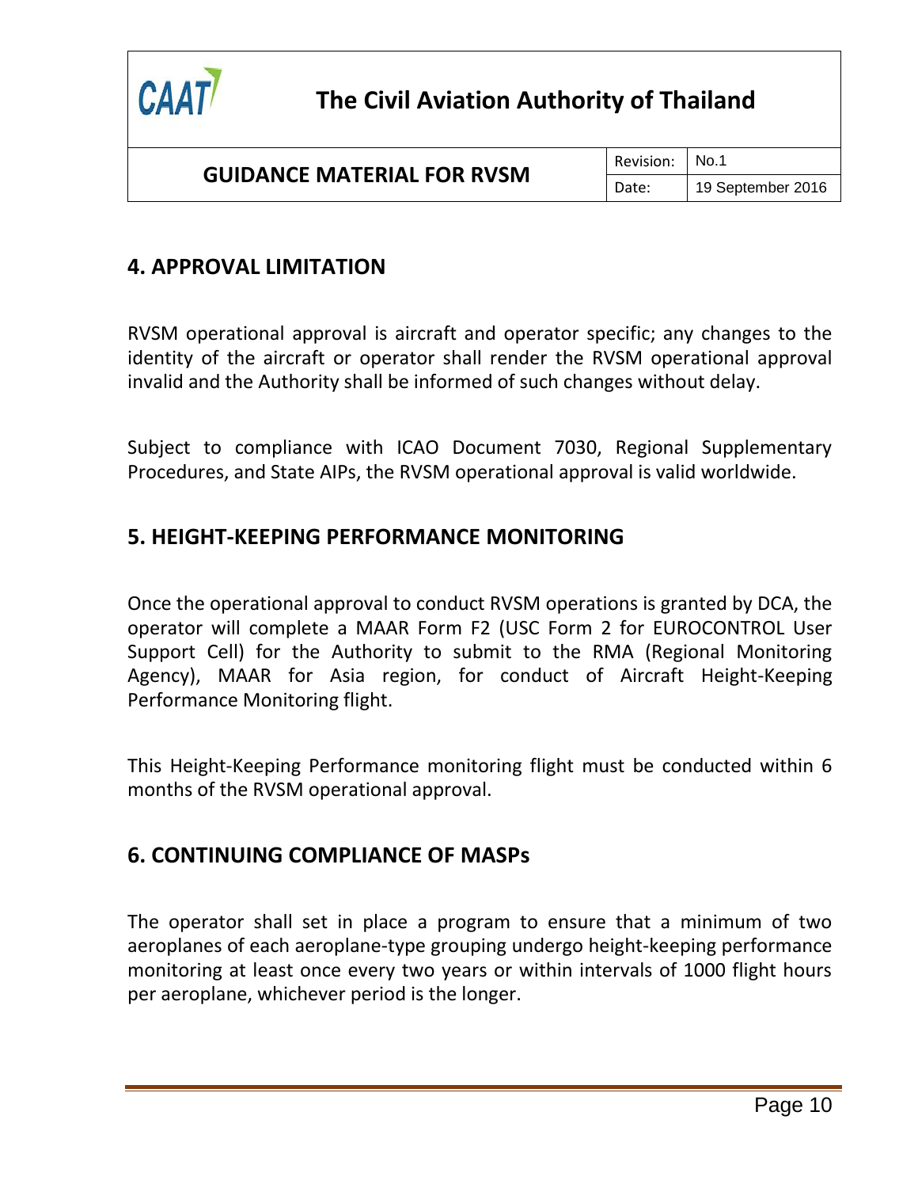## 4. APPROVAL LIMITATION

RVSM operational approval is aircraft and operator specific; any changes to the identity of the aircraft or operator shall render the RVSM operational approval invalid and the Authority shall be informed of such changes without delay.

Subject to compliance with ICAO Document 7030, Regional Supplementary Procedures, and State AIPs, the RVSM operational approval is valid worldwide.

## 5. HEIGHT-KEEPING PERFORMANCE MONITORING

Once the operational approval to conduct RVSM operations is granted by DCA, the operator will complete a MAAR Form F2 (USC Form 2 for EUROCONTROL User Support Cell) for the Authority to submit to the RMA (Regional Monitoring Agency), MAAR for Asia region, for conduct of Aircraft Height-Keeping Performance Monitoring flight.

This Height-Keeping Performance monitoring flight must be conducted within 6 months of the RVSM operational approval.

## 6. CONTINUING COMPLIANCE OF MASPs

The operator shall set in place a program to ensure that a minimum of two aeroplanes of each aeroplane-type grouping undergo height-keeping performance monitoring at least once every two years or within intervals of 1000 flight hours per aeroplane, whichever period is the longer.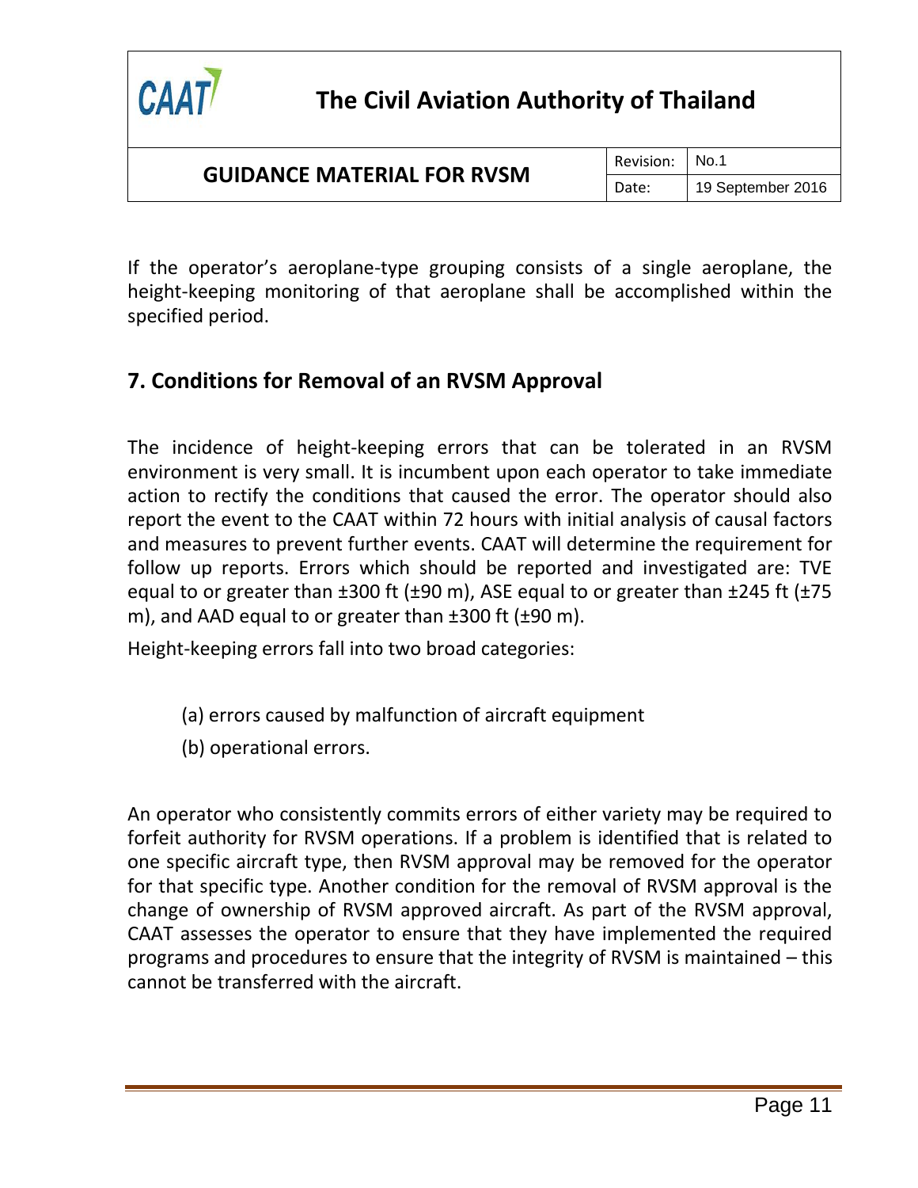If the operator's aeroplane-type grouping consists of a single aeroplane, the height-keeping monitoring of that aeroplane shall be accomplished within the specified period.

## 7. Conditions for Removal of an RVSM Approval

The incidence of height-keeping errors that can be tolerated in an RVSM environment is very small. It is incumbent upon each operator to take immediate action to rectify the conditions that caused the error. The operator should also report the event to the CAAT within 72 hours with initial analysis of causal factors and measures to prevent further events. CAAT will determine the requirement for follow up reports. Errors which should be reported and investigated are: TVE equal to or greater than ±300 ft (±90 m), ASE equal to or greater than ±245 ft (±75 m), and AAD equal to or greater than ±300 ft (±90 m).

Height-keeping errors fall into two broad categories:

(a) errors caused by malfunction of aircraft equipment

(b) operational errors.

An operator who consistently commits errors of either variety may be required to forfeit authority for RVSM operations. If a problem is identified that is related to one specific aircraft type, then RVSM approval may be removed for the operator for that specific type. Another condition for the removal of RVSM approval is the change of ownership of RVSM approved aircraft. As part of the RVSM approval, CAAT assesses the operator to ensure that they have implemented the required programs and procedures to ensure that the integrity of RVSM is maintained – this cannot be transferred with the aircraft.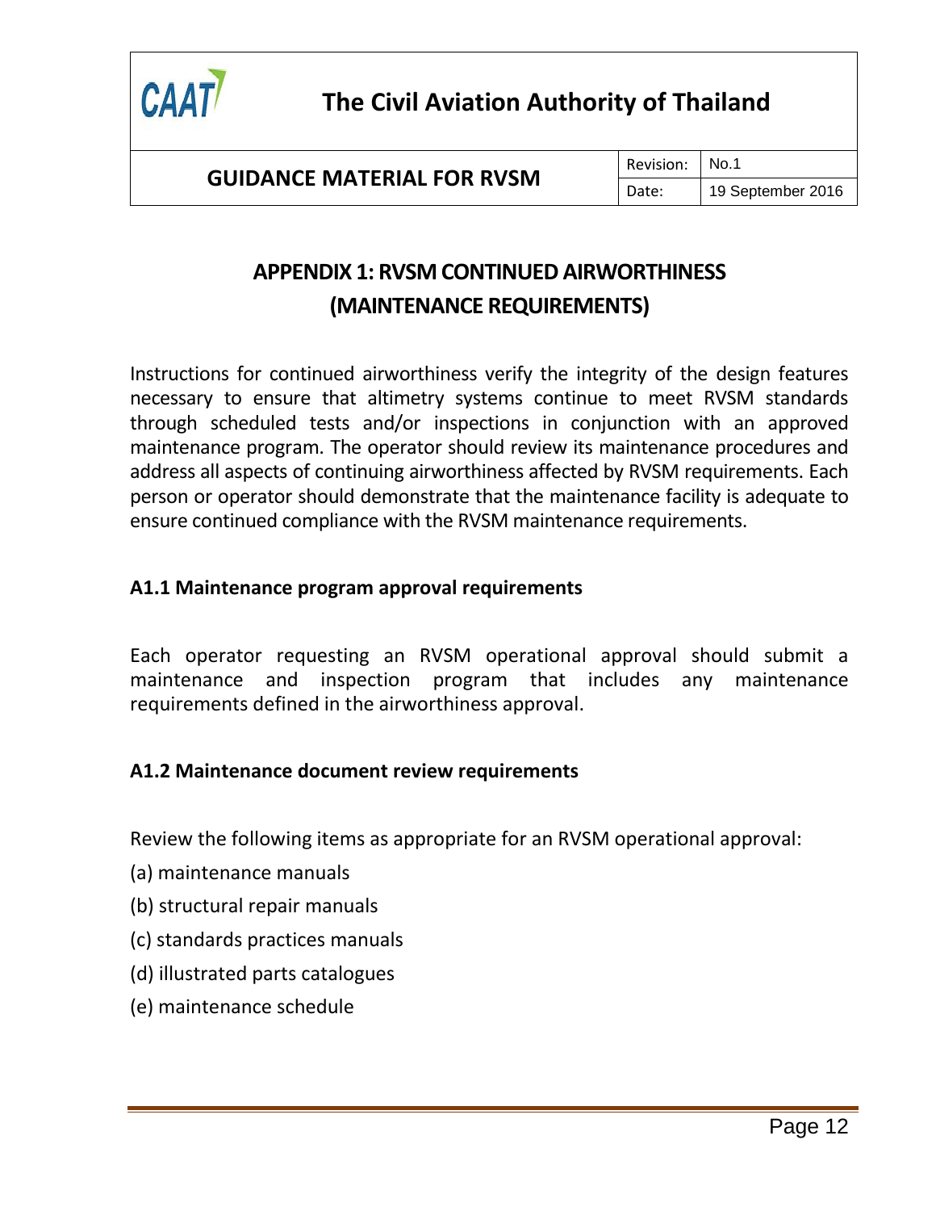## APPENDIX 1: RVSM CONTINUED AIRWORTHINESS (MAINTENANCE REQUIREMENTS)

Instructions for continued airworthiness verify the integrity of the design features necessary to ensure that altimetry systems continue to meet RVSM standards through scheduled tests and/or inspections in conjunction with an approved maintenance program. The operator should review its maintenance procedures and address all aspects of continuing airworthiness affected by RVSM requirements. Each person or operator should demonstrate that the maintenance facility is adequate to ensure continued compliance with the RVSM maintenance requirements.

### A1.1 Maintenance program approval requirements

Each operator requesting an RVSM operational approval should submit a maintenance and inspection program that includes any maintenance requirements defined in the airworthiness approval.

### A1.2 Maintenance document review requirements

Review the following items as appropriate for an RVSM operational approval:

(a) maintenance manuals

(b) structural repair manuals

(c) standards practices manuals

(d) illustrated parts catalogues

(e) maintenance schedule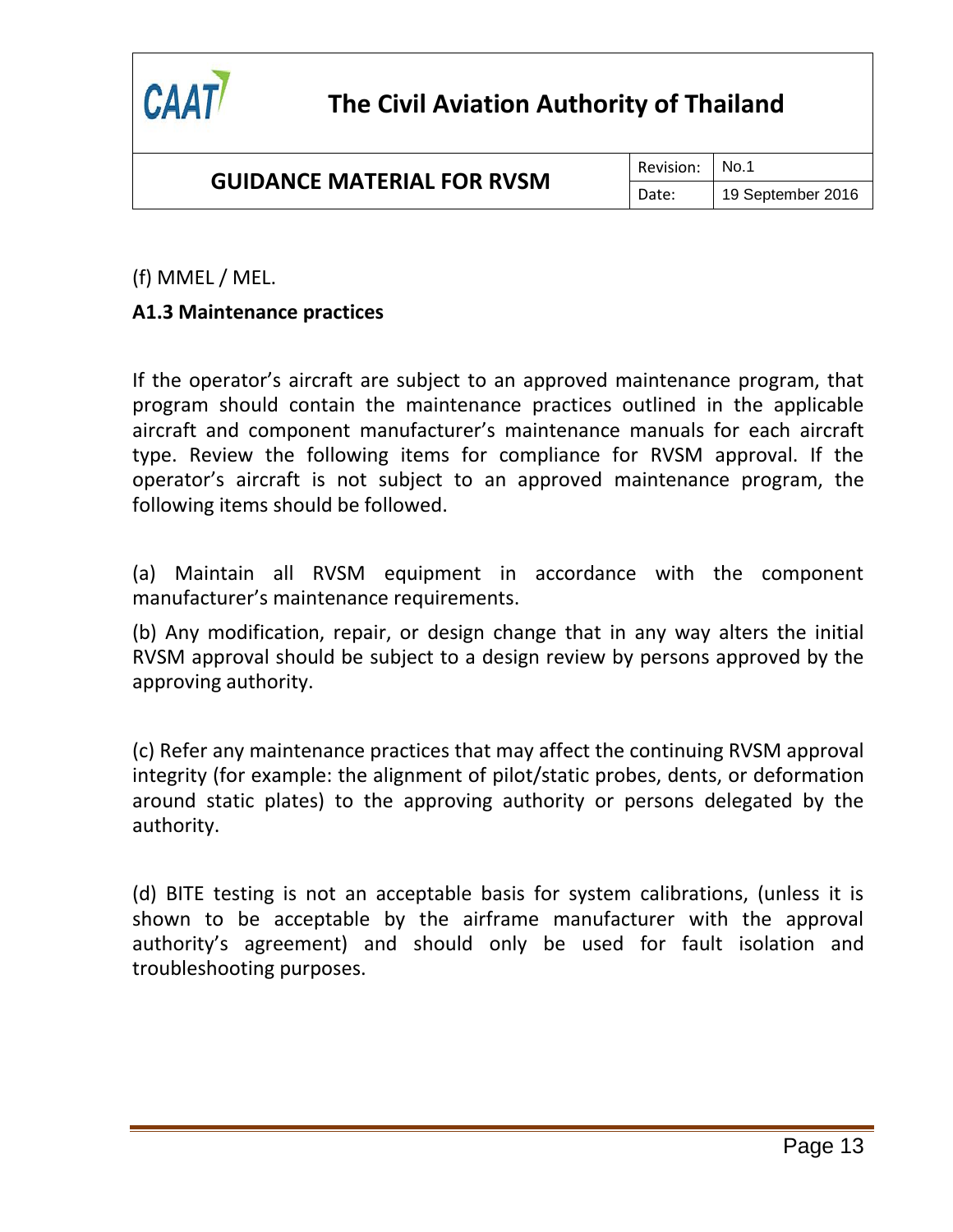(f) MMEL / MEL.

**A1.3 Maintenance practices**

If the operator's aircraft are subject to an approved maintenance program, that program should contain the maintenance practices outlined in the applicable aircraft and component manufacturer's maintenance manuals for each aircraft type. Review the following items for compliance for RVSM approval. If the operator's aircraft is not subject to an approved maintenance program, the following items should be followed.

(a) Maintain all RVSM equipment in accordance with the component manufacturer's maintenance requirements.

(b) Any modification, repair, or design change that in any way alters the initial RVSM approval should be subject to a design review by persons approved by the approving authority.

(c) Refer any maintenance practices that may affect the continuing RVSM approval integrity (for example: the alignment of pilot/static probes, dents, or deformation around static plates) to the approving authority or persons delegated by the authority.

(d) BITE testing is not an acceptable basis for system calibrations, (unless it is shown to be acceptable by the airframe manufacturer with the approval authority's agreement) and should only be used for fault isolation and troubleshooting purposes.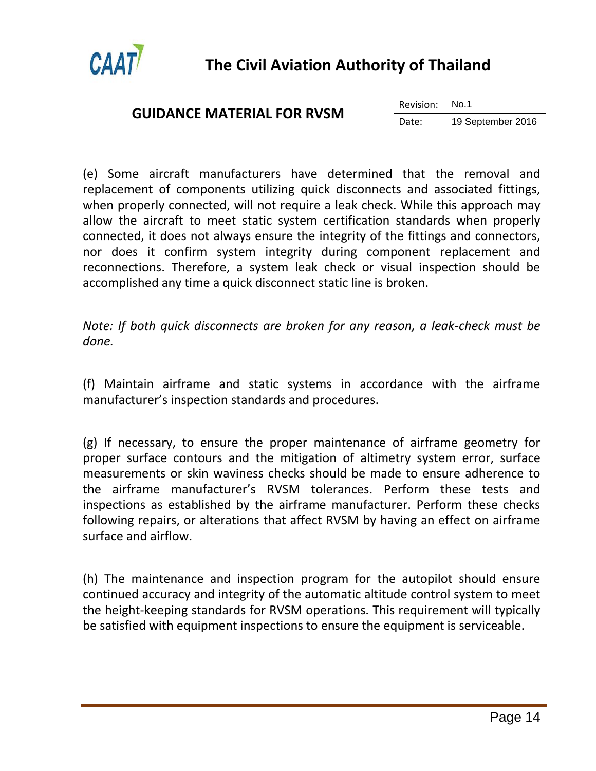(e) Some aircraft manufacturers have determined that the removal and replacement of components utilizing quick disconnects and associated fittings, when properly connected, will not require a leak check. While this approach may allow the aircraft to meet static system certification standards when properly connected, it does not always ensure the integrity of the fittings and connectors, nor does it confirm system integrity during component replacement and reconnections. Therefore, a system leak check or visual inspection should be accomplished any time a quick disconnect static line is broken.

*Note: If both quick disconnects are broken for any reason, a leak-check must be done.*

(f) Maintain airframe and static systems in accordance with the airframe manufacturer's inspection standards and procedures.

(g) If necessary, to ensure the proper maintenance of airframe geometry for proper surface contours and the mitigation of altimetry system error, surface measurements or skin waviness checks should be made to ensure adherence to the airframe manufacturer's RVSM tolerances. Perform these tests and inspections as established by the airframe manufacturer. Perform these checks following repairs, or alterations that affect RVSM by having an effect on airframe surface and airflow.

(h) The maintenance and inspection program for the autopilot should ensure continued accuracy and integrity of the automatic altitude control system to meet the height-keeping standards for RVSM operations. This requirement will typically be satisfied with equipment inspections to ensure the equipment is serviceable.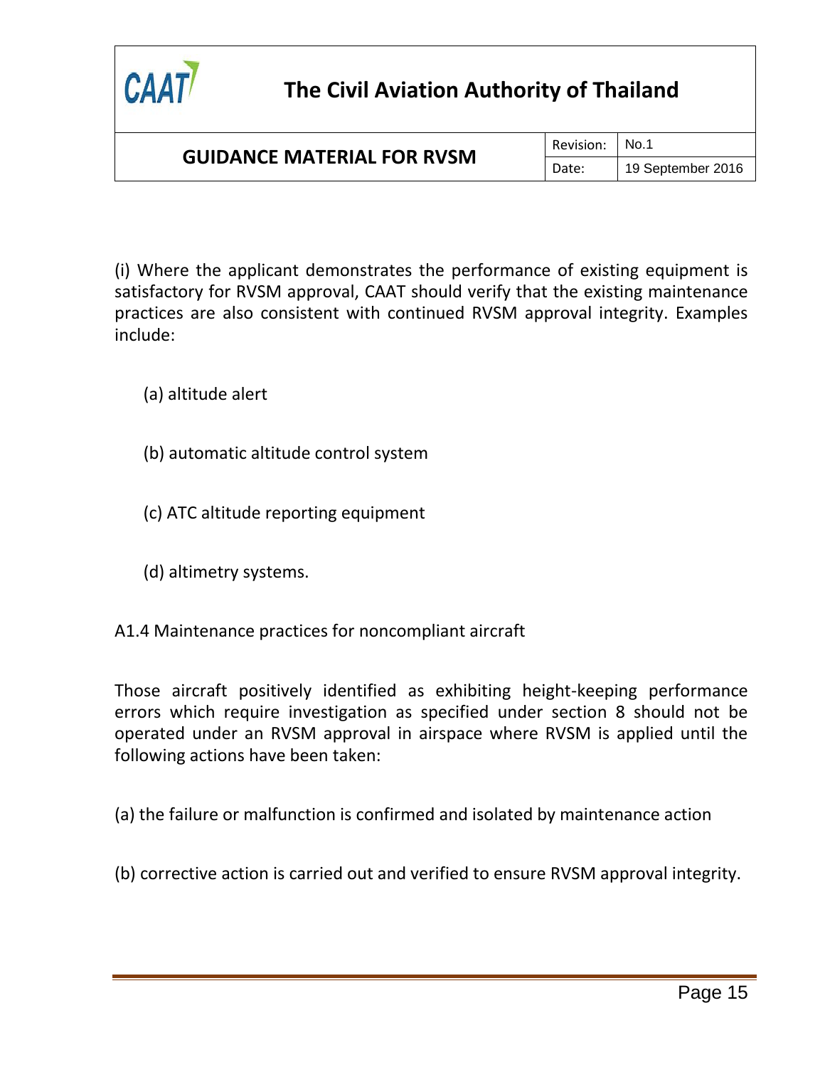(i) Where the applicant demonstrates the performance of existing equipment is satisfactory for RVSM approval, CAAT should verify that the existing maintenance practices are also consistent with continued RVSM approval integrity. Examples include:

(a) altitude alert

(b) automatic altitude control system

(c) ATC altitude reporting equipment

(d) altimetry systems.

A1.4 Maintenance practices for noncompliant aircraft

Those aircraft positively identified as exhibiting height-keeping performance errors which require investigation as specified under section 8 should not be operated under an RVSM approval in airspace where RVSM is applied until the following actions have been taken:

(a) the failure or malfunction is confirmed and isolated by maintenance action

(b) corrective action is carried out and verified to ensure RVSM approval integrity.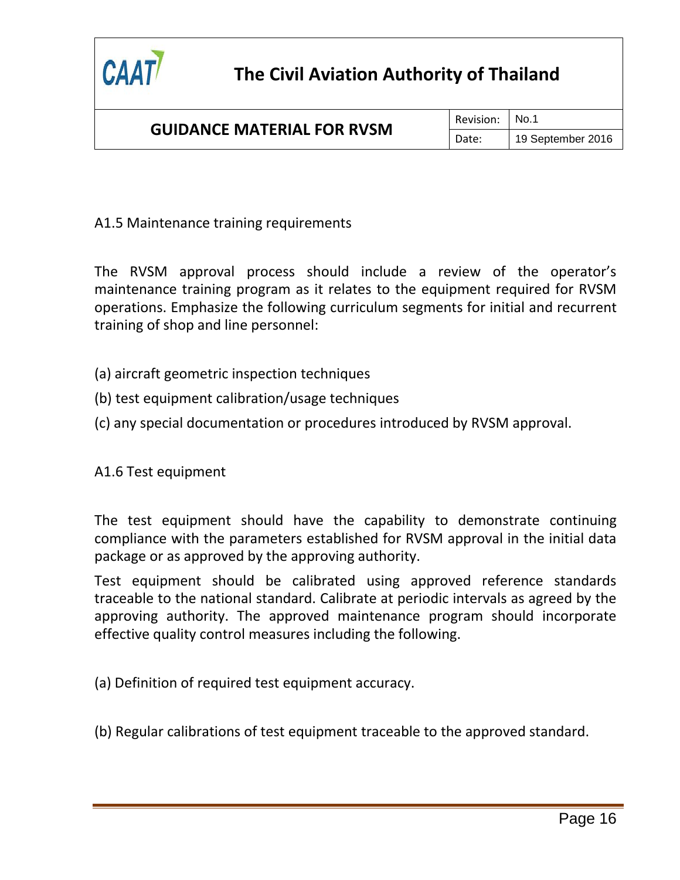### A1.5 Maintenance training requirements

The RVSM approval process should include a review of the operator's maintenance training program as it relates to the equipment required for RVSM operations. Emphasize the following curriculum segments for initial and recurrent training of shop and line personnel:

(a) aircraft geometric inspection techniques

(b) test equipment calibration/usage techniques

(c) any special documentation or procedures introduced by RVSM approval.

### A1.6 Test equipment

The test equipment should have the capability to demonstrate continuing compliance with the parameters established for RVSM approval in the initial data package or as approved by the approving authority.

Test equipment should be calibrated using approved reference standards traceable to the national standard. Calibrate at periodic intervals as agreed by the approving authority. The approved maintenance program should incorporate effective quality control measures including the following.

(a) Definition of required test equipment accuracy.

(b) Regular calibrations of test equipment traceable to the approved standard.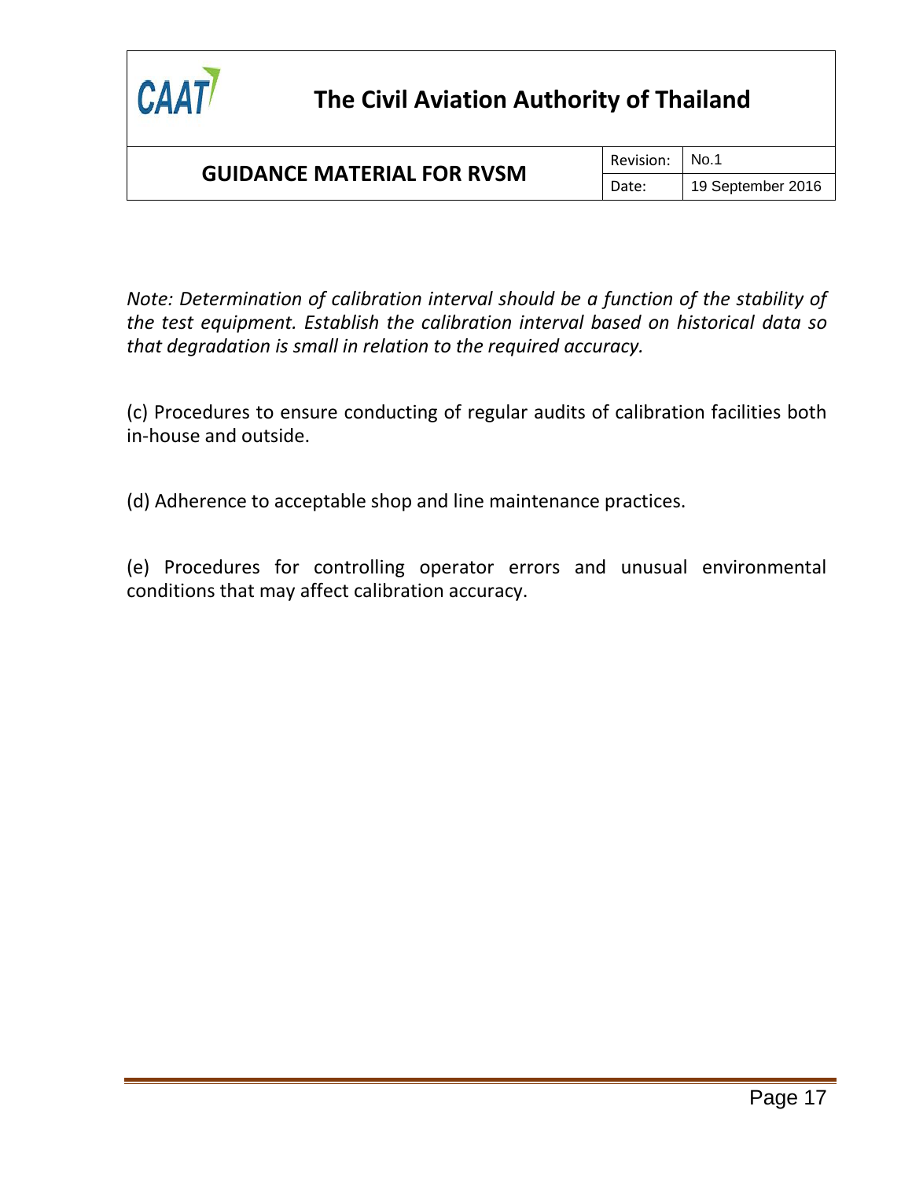*Note: Determination of calibration interval should be a function of the stability of the test equipment. Establish the calibration interval based on historical data so that degradation is small in relation to the required accuracy.*

(c) Procedures to ensure conducting of regular audits of calibration facilities both in-house and outside.

(d) Adherence to acceptable shop and line maintenance practices.

(e) Procedures for controlling operator errors and unusual environmental conditions that may affect calibration accuracy.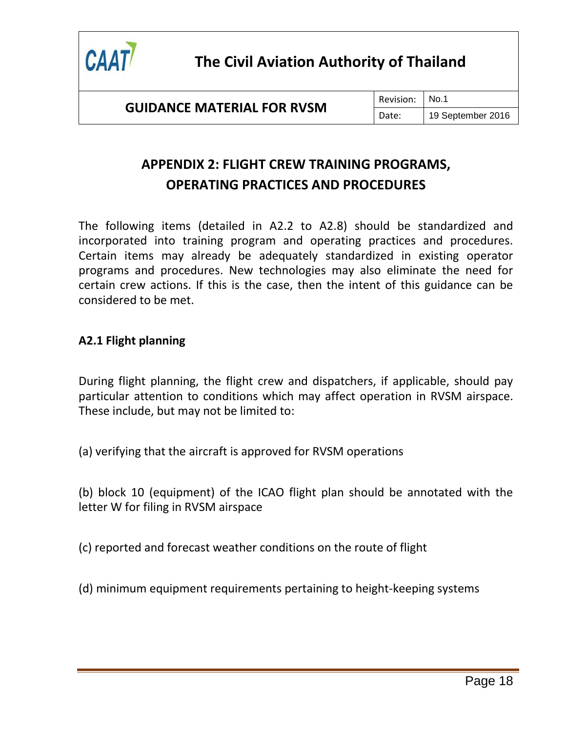## APPENDIX 2: FLIGHT CREW TRAINING PROGRAMS, OPERATING PRACTICES AND PROCEDURES

The following items (detailed in A2.2 to A2.8) should be standardized and incorporated into training program and operating practices and procedures. Certain items may already be adequately standardized in existing operator programs and procedures. New technologies may also eliminate the need for certain crew actions. If this is the case, then the intent of this guidance can be considered to be met.

### A2.1 Flight planning

During flight planning, the flight crew and dispatchers, if applicable, should pay particular attention to conditions which may affect operation in RVSM airspace. These include, but may not be limited to:

(a) verifying that the aircraft is approved for RVSM operations

(b) block 10 (equipment) of the ICAO flight plan should be annotated with the letter W for filing in RVSM airspace

(c) reported and forecast weather conditions on the route of flight

(d) minimum equipment requirements pertaining to height-keeping systems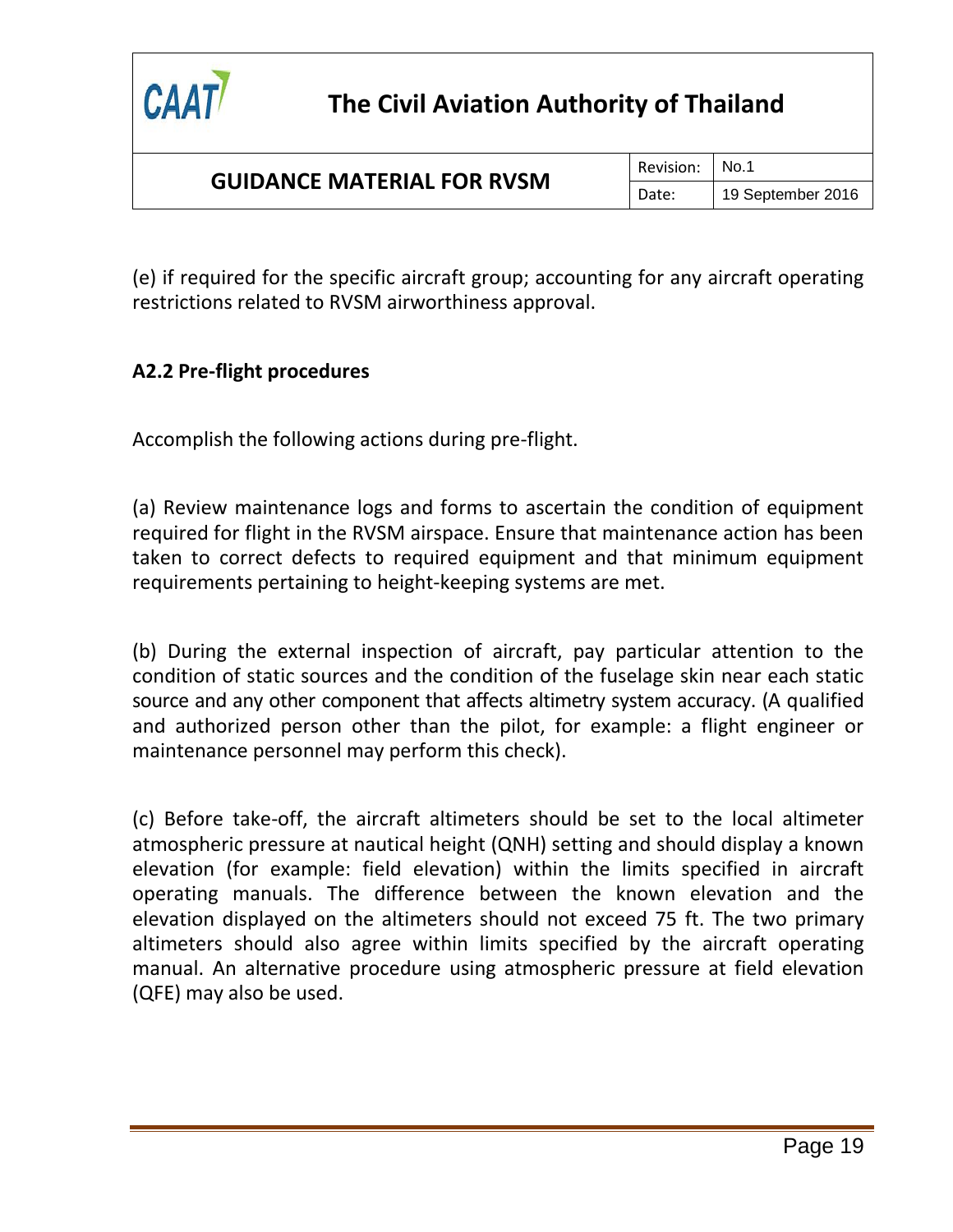(e) if required for the specific aircraft group; accounting for any aircraft operating restrictions related to RVSM airworthiness approval.

### A2.2 Pre-flight procedures

Accomplish the following actions during pre-flight.

(a) Review maintenance logs and forms to ascertain the condition of equipment required for flight in the RVSM airspace. Ensure that maintenance action has been taken to correct defects to required equipment and that minimum equipment requirements pertaining to height-keeping systems are met.

(b) During the external inspection of aircraft, pay particular attention to the condition of static sources and the condition of the fuselage skin near each static source and any other component that affects altimetry system accuracy. (A qualified and authorized person other than the pilot, for example: a flight engineer or maintenance personnel may perform this check).

(c) Before take-off, the aircraft altimeters should be set to the local altimeter atmospheric pressure at nautical height (QNH) setting and should display a known elevation (for example: field elevation) within the limits specified in aircraft operating manuals. The difference between the known elevation and the elevation displayed on the altimeters should not exceed 75 ft. The two primary altimeters should also agree within limits specified by the aircraft operating manual. An alternative procedure using atmospheric pressure at field elevation (QFE) may also be used.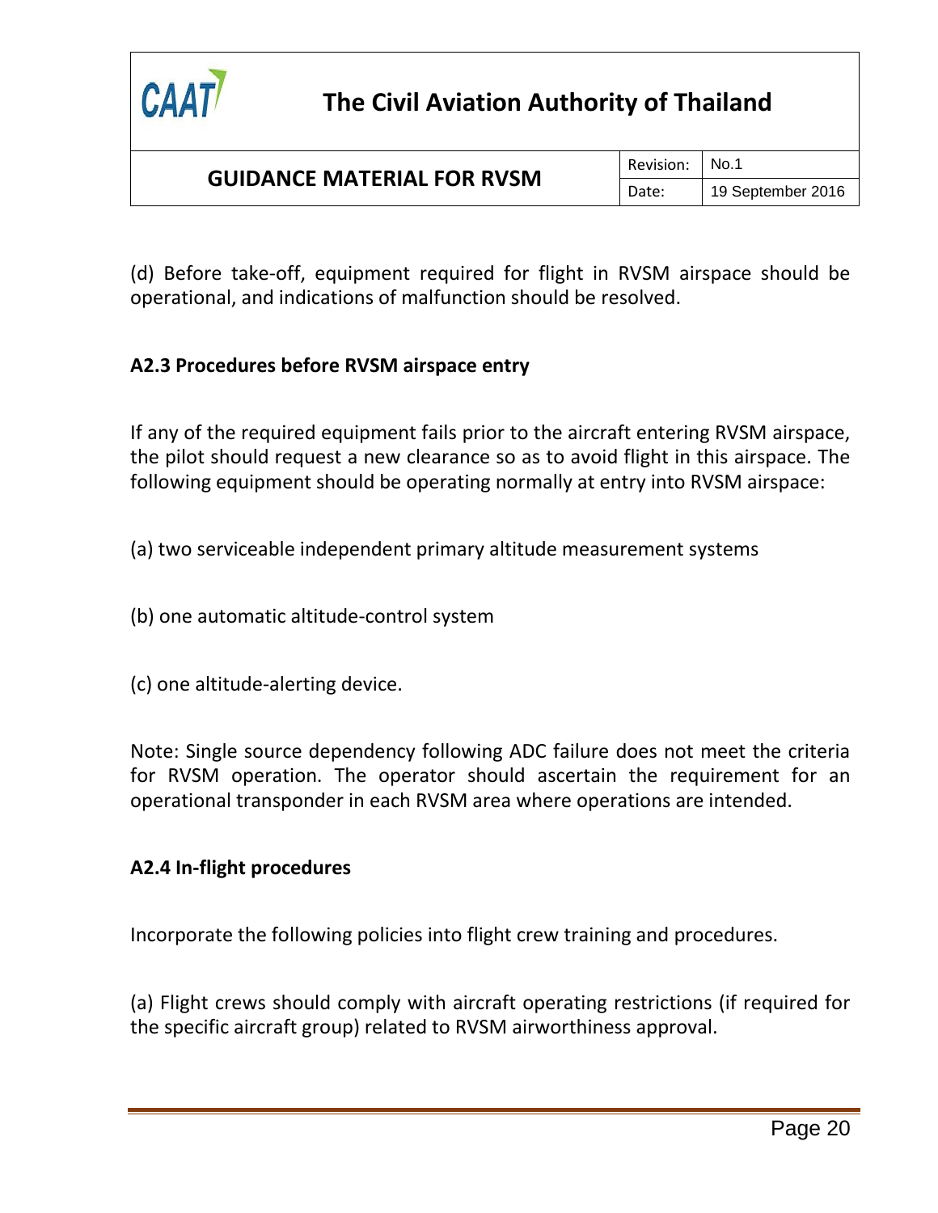(d) Before take-off, equipment required for flight in RVSM airspace should be operational, and indications of malfunction should be resolved.

### A2.3 Procedures before RVSM airspace entry

If any of the required equipment fails prior to the aircraft entering RVSM airspace, the pilot should request a new clearance so as to avoid flight in this airspace. The following equipment should be operating normally at entry into RVSM airspace:

(a) two serviceable independent primary altitude measurement systems

(b) one automatic altitude-control system

(c) one altitude-alerting device.

Note: Single source dependency following ADC failure does not meet the criteria for RVSM operation. The operator should ascertain the requirement for an operational transponder in each RVSM area where operations are intended.

### A2.4 In-flight procedures

Incorporate the following policies into flight crew training and procedures.

(a) Flight crews should comply with aircraft operating restrictions (if required for the specific aircraft group) related to RVSM airworthiness approval.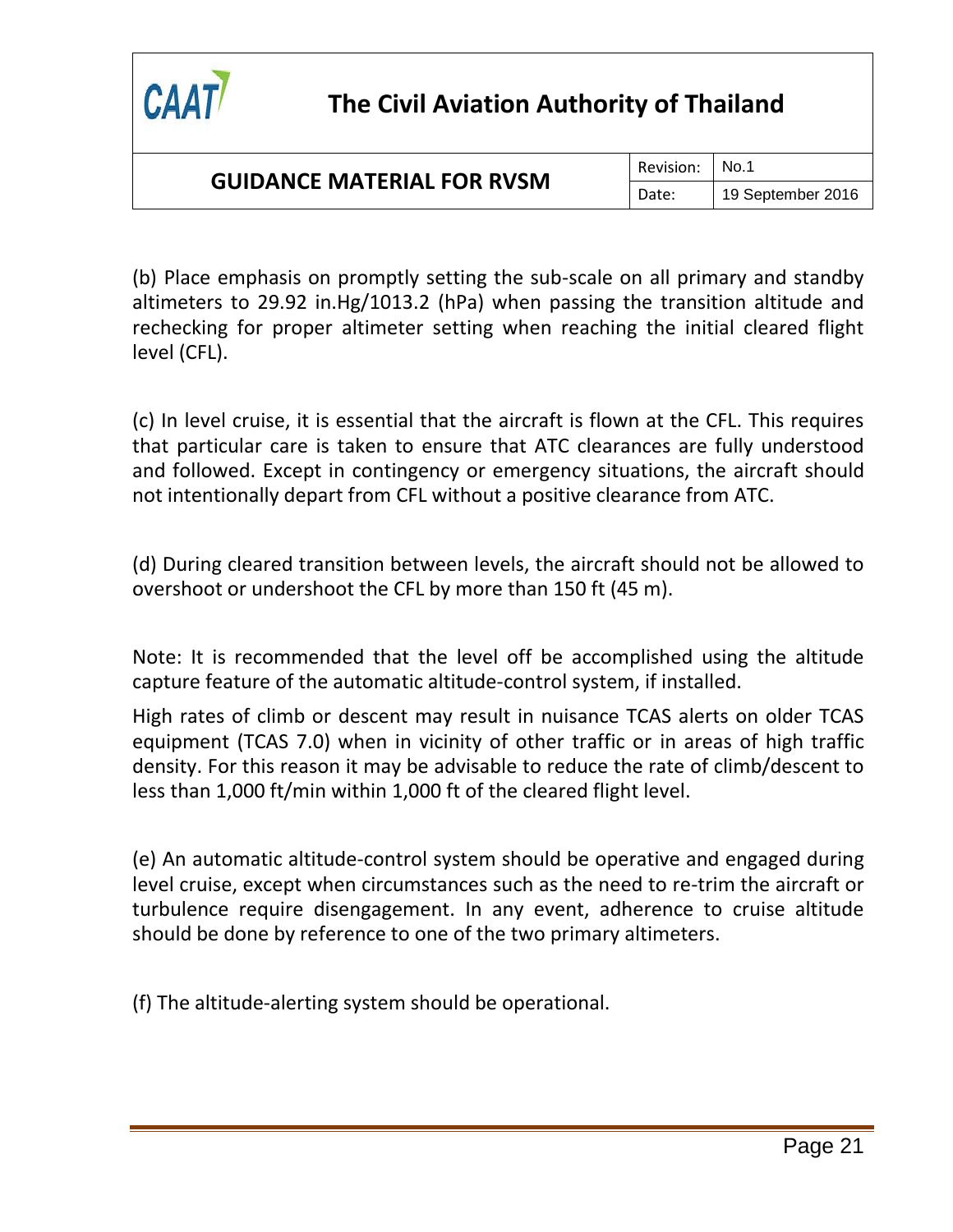(b) Place emphasis on promptly setting the sub-scale on all primary and standby altimeters to 29.92 in.Hg/1013.2 (hPa) when passing the transition altitude and rechecking for proper altimeter setting when reaching the initial cleared flight level (CFL).

(c) In level cruise, it is essential that the aircraft is flown at the CFL. This requires that particular care is taken to ensure that ATC clearances are fully understood and followed. Except in contingency or emergency situations, the aircraft should not intentionally depart from CFL without a positive clearance from ATC.

(d) During cleared transition between levels, the aircraft should not be allowed to overshoot or undershoot the CFL by more than 150 ft (45 m).

Note: It is recommended that the level off be accomplished using the altitude capture feature of the automatic altitude-control system, if installed.

High rates of climb or descent may result in nuisance TCAS alerts on older TCAS equipment (TCAS 7.0) when in vicinity of other traffic or in areas of high traffic density. For this reason it may be advisable to reduce the rate of climb/descent to less than 1,000 ft/min within 1,000 ft of the cleared flight level.

(e) An automatic altitude-control system should be operative and engaged during level cruise, except when circumstances such as the need to re-trim the aircraft or turbulence require disengagement. In any event, adherence to cruise altitude should be done by reference to one of the two primary altimeters.

(f) The altitude-alerting system should be operational.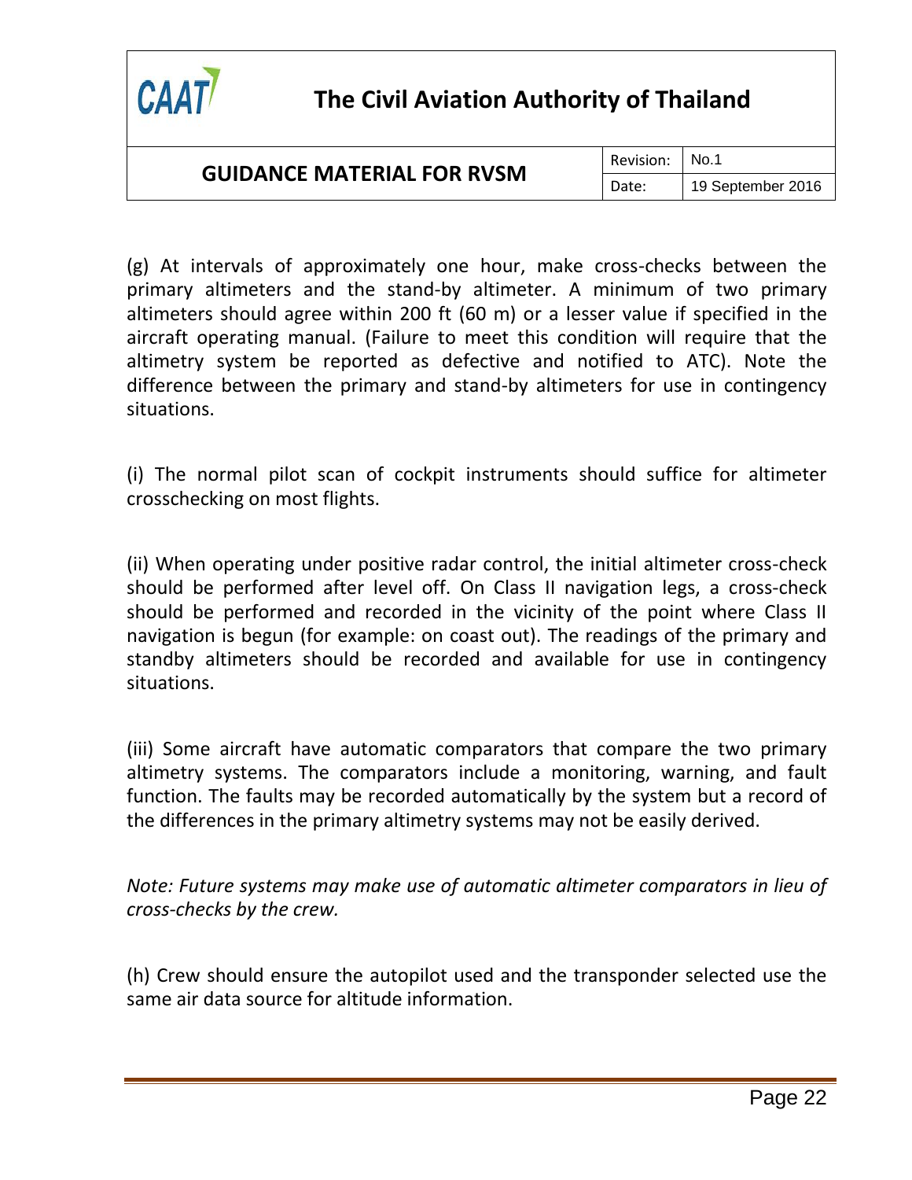(g) At intervals of approximately one hour, make cross-checks between the primary altimeters and the stand-by altimeter. A minimum of two primary altimeters should agree within 200 ft (60 m) or a lesser value if specified in the aircraft operating manual. (Failure to meet this condition will require that the altimetry system be reported as defective and notified to ATC). Note the difference between the primary and stand-by altimeters for use in contingency situations.

(i) The normal pilot scan of cockpit instruments should suffice for altimeter crosschecking on most flights.

(ii) When operating under positive radar control, the initial altimeter cross-check should be performed after level off. On Class II navigation legs, a cross-check should be performed and recorded in the vicinity of the point where Class II navigation is begun (for example: on coast out). The readings of the primary and standby altimeters should be recorded and available for use in contingency situations.

(iii) Some aircraft have automatic comparators that compare the two primary altimetry systems. The comparators include a monitoring, warning, and fault function. The faults may be recorded automatically by the system but a record of the differences in the primary altimetry systems may not be easily derived.

*Note: Future systems may make use of automatic altimeter comparators in lieu of cross-checks by the crew.*

(h) Crew should ensure the autopilot used and the transponder selected use the same air data source for altitude information.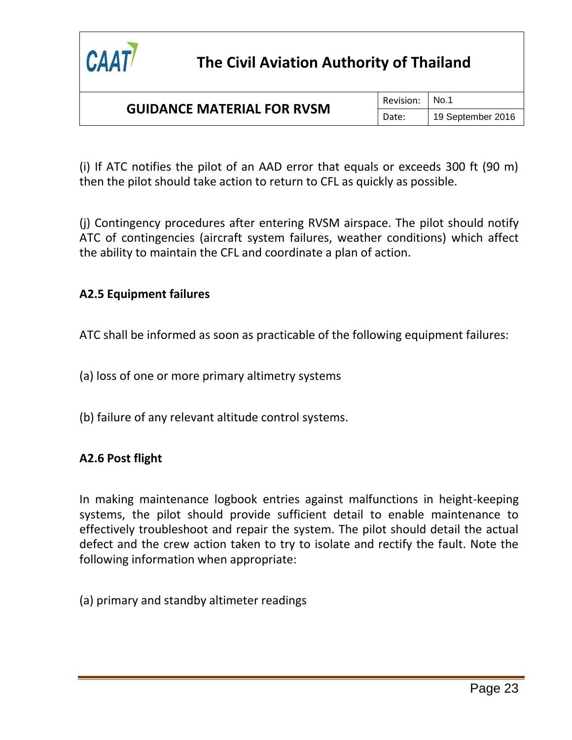(i) If ATC notifies the pilot of an AAD error that equals or exceeds 300 ft (90 m) then the pilot should take action to return to CFL as quickly as possible.

(j) Contingency procedures after entering RVSM airspace. The pilot should notify ATC of contingencies (aircraft system failures, weather conditions) which affect the ability to maintain the CFL and coordinate a plan of action.

**A2.5 Equipment failures**

ATC shall be informed as soon as practicable of the following equipment failures:

(a) loss of one or more primary altimetry systems

(b) failure of any relevant altitude control systems.

**A2.6 Post flight**

In making maintenance logbook entries against malfunctions in height-keeping systems, the pilot should provide sufficient detail to enable maintenance to effectively troubleshoot and repair the system. The pilot should detail the actual defect and the crew action taken to try to isolate and rectify the fault. Note the following information when appropriate:

(a) primary and standby altimeter readings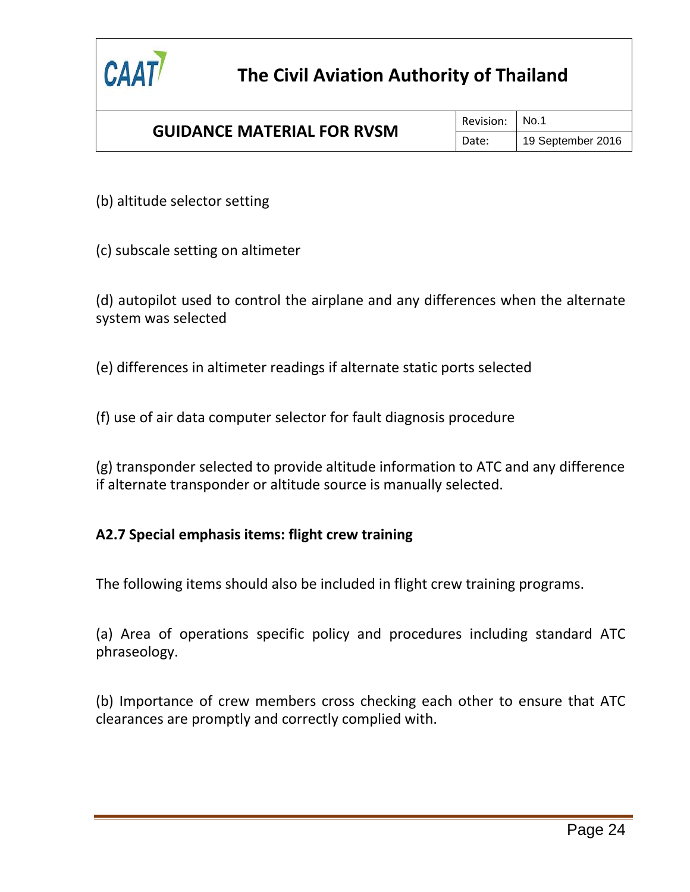(b) altitude selector setting

(c) subscale setting on altimeter

(d) autopilot used to control the airplane and any differences when the alternate system was selected

(e) differences in altimeter readings if alternate static ports selected

(f) use of air data computer selector for fault diagnosis procedure

(g) transponder selected to provide altitude information to ATC and any difference if alternate transponder or altitude source is manually selected.

**A2.7 Special emphasis items: flight crew training**

The following items should also be included in flight crew training programs.

(a) Area of operations specific policy and procedures including standard ATC phraseology.

(b) Importance of crew members cross checking each other to ensure that ATC clearances are promptly and correctly complied with.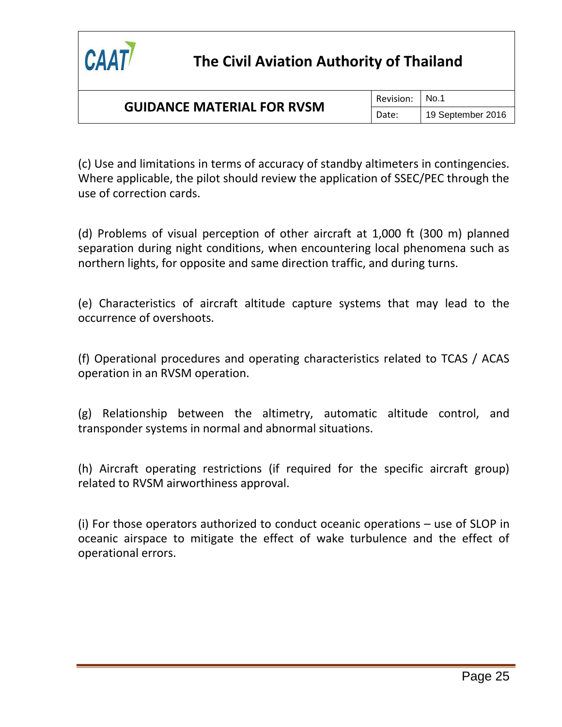(c) Use and limitations in terms of accuracy of standby altimeters in contingencies. Where applicable, the pilot should review the application of SSEC/PEC through the use of correction cards.

(d) Problems of visual perception of other aircraft at 1,000 ft (300 m) planned separation during night conditions, when encountering local phenomena such as northern lights, for opposite and same direction traffic, and during turns.

(e) Characteristics of aircraft altitude capture systems that may lead to the occurrence of overshoots.

(f) Operational procedures and operating characteristics related to TCAS / ACAS operation in an RVSM operation.

(g) Relationship between the altimetry, automatic altitude control, and transponder systems in normal and abnormal situations.

(h) Aircraft operating restrictions (if required for the specific aircraft group) related to RVSM airworthiness approval.

(i) For those operators authorized to conduct oceanic operations – use of SLOP in oceanic airspace to mitigate the effect of wake turbulence and the effect of operational errors.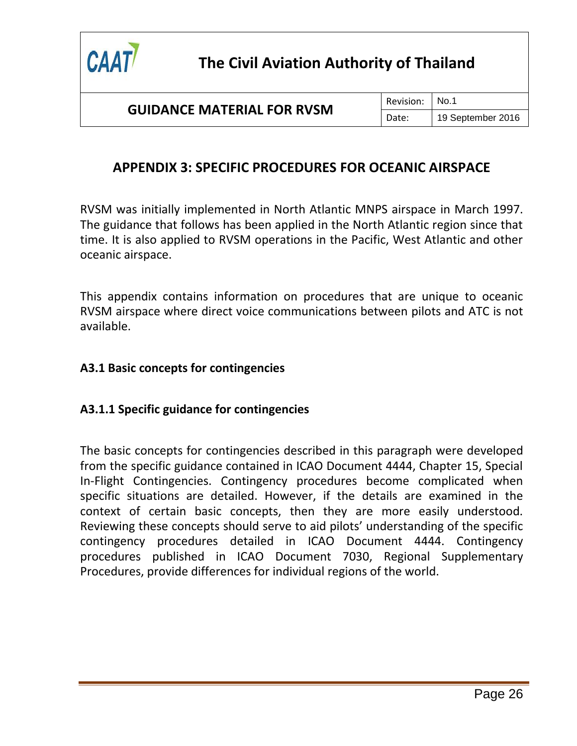# APPENDIX 3: SPECIFIC PROCEDURES FOR OCEANIC AIRSPACE

RVSM was initially implemented in North Atlantic MNPS airspace in March 1997. The guidance that follows has been applied in the North Atlantic region since that time. It is also applied to RVSM operations in the Pacific, West Atlantic and other oceanic airspace.

This appendix contains information on procedures that are unique to oceanic RVSM airspace where direct voice communications between pilots and ATC is not available.

## A3.1 Basic concepts for contingencies

### A3.1.1 Specific guidance for contingencies

The basic concepts for contingencies described in this paragraph were developed from the specific guidance contained in ICAO Document 4444, Chapter 15, Special In-Flight Contingencies. Contingency procedures become complicated when specific situations are detailed. However, if the details are examined in the context of certain basic concepts, then they are more easily understood. Reviewing these concepts should serve to aid pilots' understanding of the specific contingency procedures detailed in ICAO Document 4444. Contingency procedures published in ICAO Document 7030, Regional Supplementary Procedures, provide differences for individual regions of the world.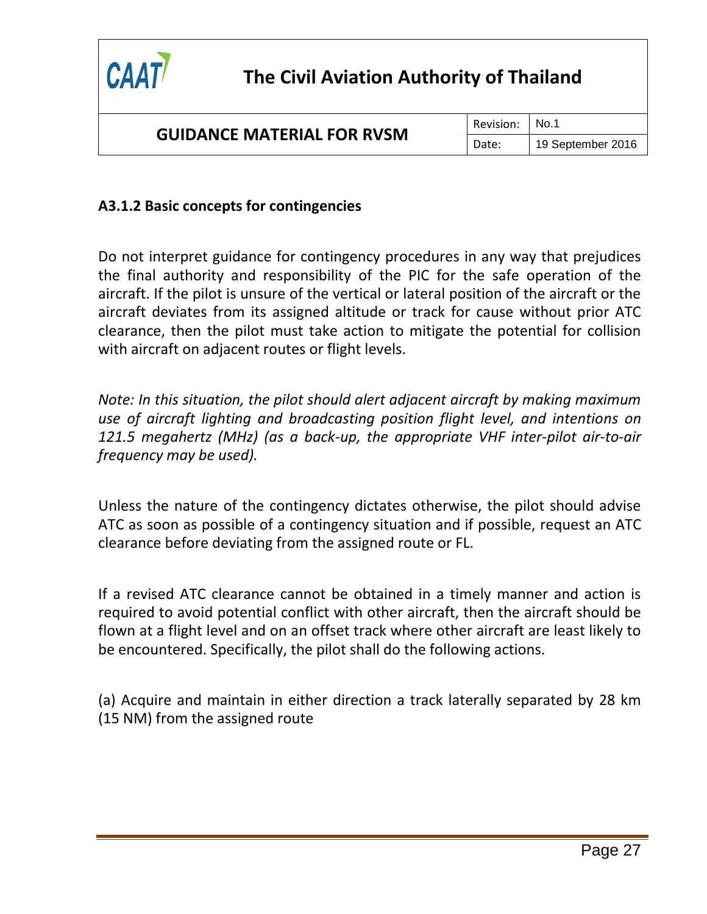### A3.1.2 Basic concepts for contingencies

Do not interpret guidance for contingency procedures in any way that prejudices the final authority and responsibility of the PIC for the safe operation of the aircraft. If the pilot is unsure of the vertical or lateral position of the aircraft or the aircraft deviates from its assigned altitude or track for cause without prior ATC clearance, then the pilot must take action to mitigate the potential for collision with aircraft on adjacent routes or flight levels.

*Note: In this situation, the pilot should alert adjacent aircraft by making maximum use of aircraft lighting and broadcasting position flight level, and intentions on 121.5 megahertz (MHz) (as a back-up, the appropriate VHF inter-pilot air-to-air frequency may be used).*

Unless the nature of the contingency dictates otherwise, the pilot should advise ATC as soon as possible of a contingency situation and if possible, request an ATC clearance before deviating from the assigned route or FL.

If a revised ATC clearance cannot be obtained in a timely manner and action is required to avoid potential conflict with other aircraft, then the aircraft should be flown at a flight level and on an offset track where other aircraft are least likely to be encountered. Specifically, the pilot shall do the following actions.

(a) Acquire and maintain in either direction a track laterally separated by 28 km (15 NM) from the assigned route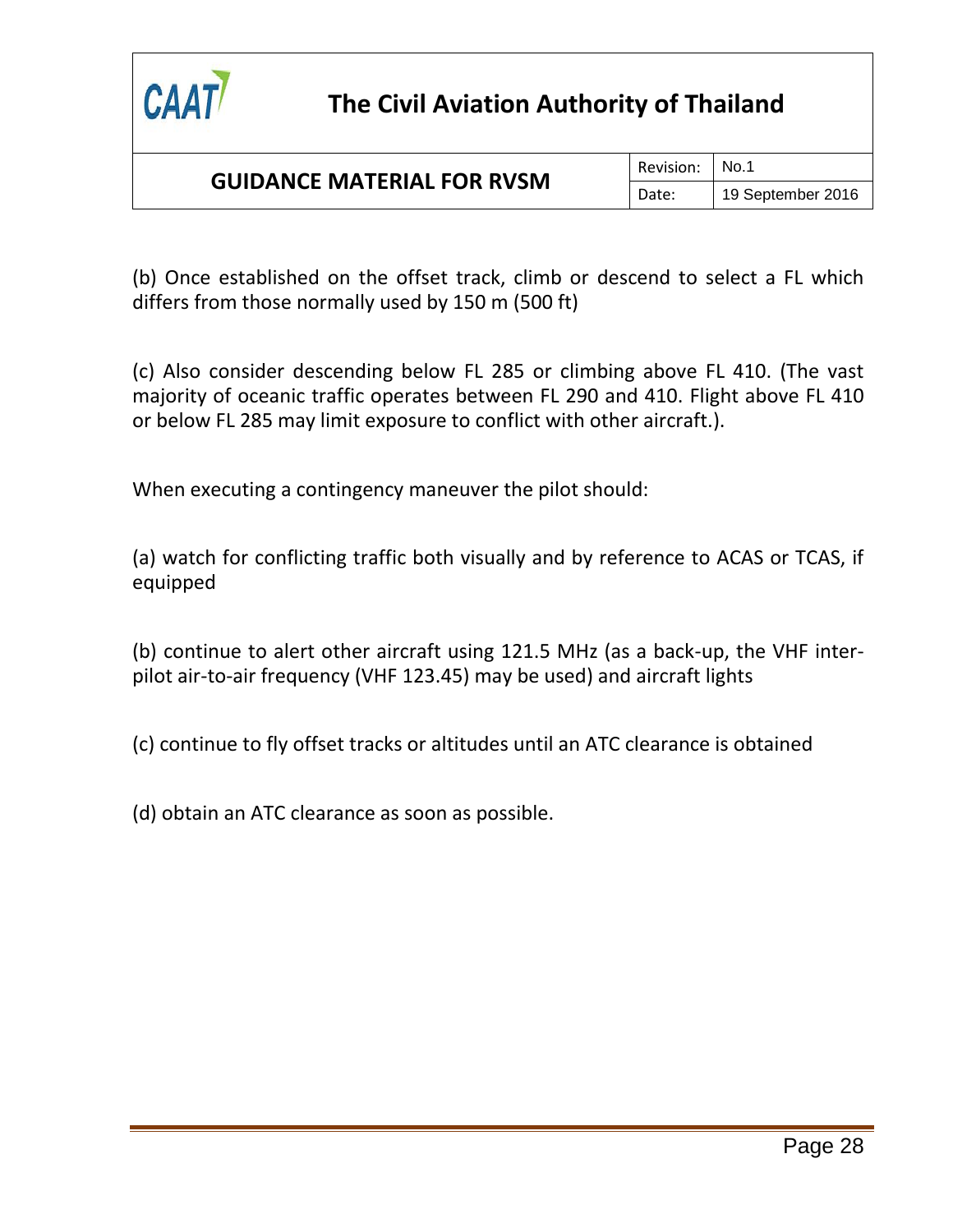(b) Once established on the offset track, climb or descend to select a FL which differs from those normally used by 150 m (500 ft)

(c) Also consider descending below FL 285 or climbing above FL 410. (The vast majority of oceanic traffic operates between FL 290 and 410. Flight above FL 410 or below FL 285 may limit exposure to conflict with other aircraft.).

When executing a contingency maneuver the pilot should:

(a) watch for conflicting traffic both visually and by reference to ACAS or TCAS, if equipped

(b) continue to alert other aircraft using 121.5 MHz (as a back-up, the VHF inter-pilot air-to-air frequency (VHF 123.45) may be used) and aircraft lights

(c) continue to fly offset tracks or altitudes until an ATC clearance is obtained

(d) obtain an ATC clearance as soon as possible.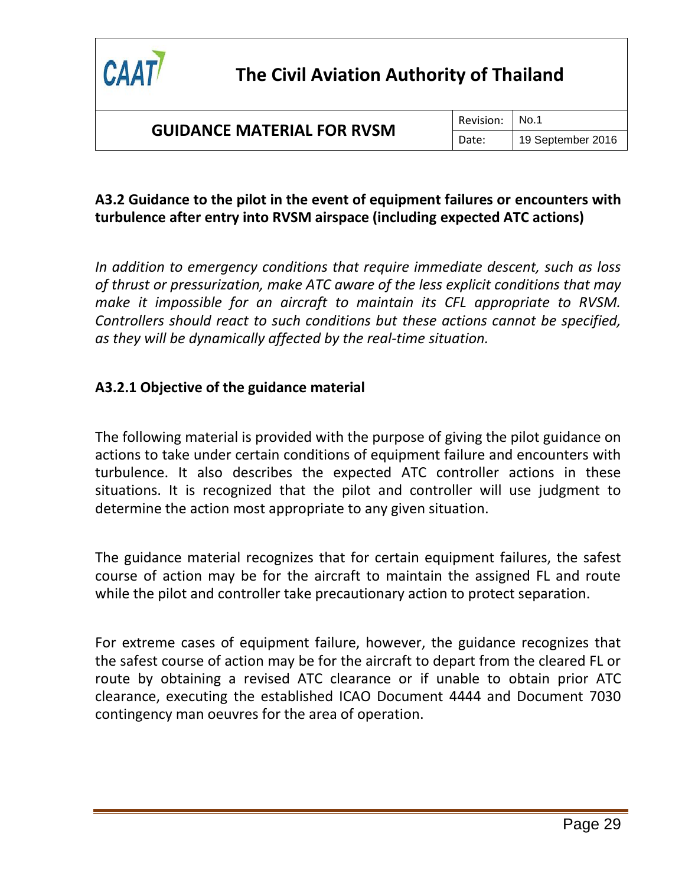### A3.2 Guidance to the pilot in the event of equipment failures or encounters with turbulence after entry into RVSM airspace (including expected ATC actions)

*In addition to emergency conditions that require immediate descent, such as loss of thrust or pressurization, make ATC aware of the less explicit conditions that may make it impossible for an aircraft to maintain its CFL appropriate to RVSM. Controllers should react to such conditions but these actions cannot be specified, as they will be dynamically affected by the real-time situation.*

#### A3.2.1 Objective of the guidance material

The following material is provided with the purpose of giving the pilot guidance on actions to take under certain conditions of equipment failure and encounters with turbulence. It also describes the expected ATC controller actions in these situations. It is recognized that the pilot and controller will use judgment to determine the action most appropriate to any given situation.

The guidance material recognizes that for certain equipment failures, the safest course of action may be for the aircraft to maintain the assigned FL and route while the pilot and controller take precautionary action to protect separation.

For extreme cases of equipment failure, however, the guidance recognizes that the safest course of action may be for the aircraft to depart from the cleared FL or route by obtaining a revised ATC clearance or if unable to obtain prior ATC clearance, executing the established ICAO Document 4444 and Document 7030 contingency man oeuvres for the area of operation.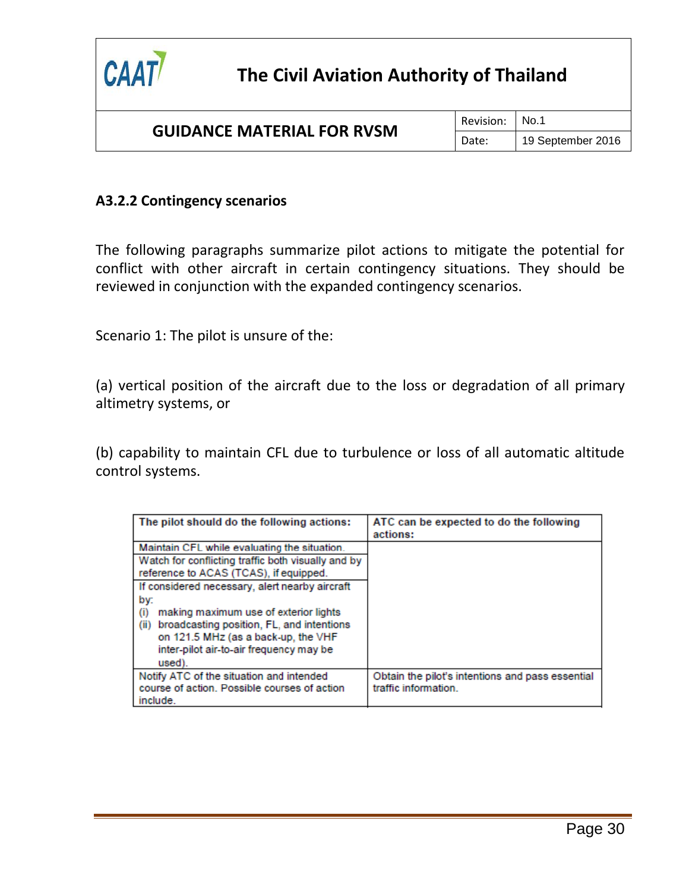### A3.2.2 Contingency scenarios

The following paragraphs summarize pilot actions to mitigate the potential for conflict with other aircraft in certain contingency situations. They should be reviewed in conjunction with the expanded contingency scenarios.

Scenario 1: The pilot is unsure of the:

(a) vertical position of the aircraft due to the loss or degradation of all primary altimetry systems, or

(b) capability to maintain CFL due to turbulence or loss of all automatic altitude control systems.

| The pilot should do the following actions: | ATC can be expected to do the following actions: |
|---|---|
| Maintain CFL while evaluating the situation. | |
| Watch for conflicting traffic both visually and by reference to ACAS (TCAS), if equipped. | |
| If considered necessary, alert nearby aircraft by:<br>(i) making maximum use of exterior lights<br>(ii) broadcasting position, FL, and intentions on 121.5 MHz (as a back-up, the VHF inter-pilot air-to-air frequency may be used). | |
| Notify ATC of the situation and intended course of action. Possible courses of action include. | Obtain the pilot's intentions and pass essential traffic information. |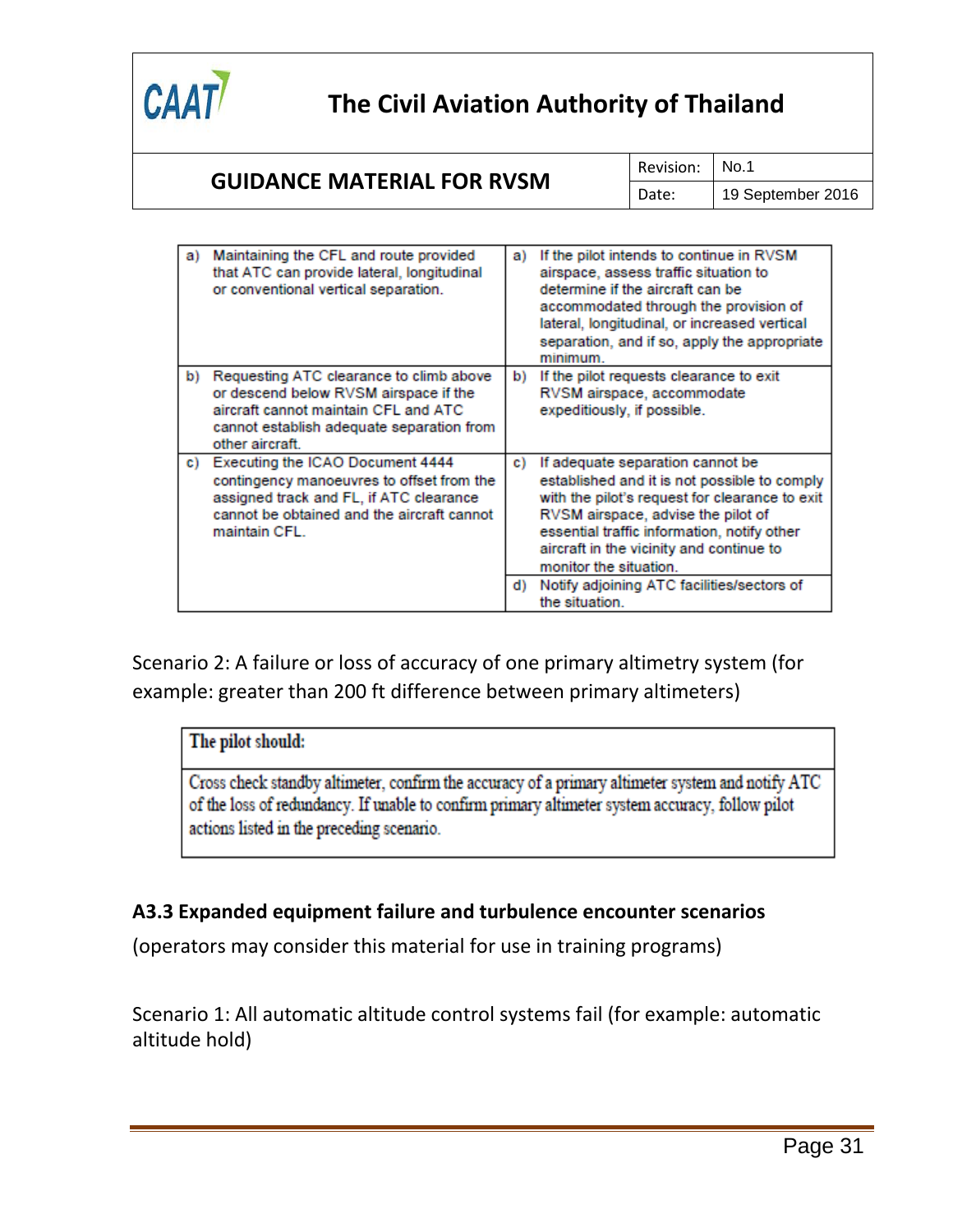| | |
|---|---|
| a) Maintaining the CFL and route provided that ATC can provide lateral, longitudinal or conventional vertical separation. | a) If the pilot intends to continue in RVSM airspace, assess traffic situation to determine if the aircraft can be accommodated through the provision of lateral, longitudinal, or increased vertical separation, and if so, apply the appropriate minimum. |
| b) Requesting ATC clearance to climb above or descend below RVSM airspace if the aircraft cannot maintain CFL and ATC cannot establish adequate separation from other aircraft. | b) If the pilot requests clearance to exit RVSM airspace, accommodate expeditiously, if possible. |
| c) Executing the ICAO Document 4444 contingency manoeuvres to offset from the assigned track and FL, if ATC clearance cannot be obtained and the aircraft cannot maintain CFL. | c) If adequate separation cannot be established and it is not possible to comply with the pilot's request for clearance to exit RVSM airspace, advise the pilot of essential traffic information, notify other aircraft in the vicinity and continue to monitor the situation. |
| | d) Notify adjoining ATC facilities/sectors of the situation. |

Scenario 2: A failure or loss of accuracy of one primary altimetry system (for example: greater than 200 ft difference between primary altimeters)

| The pilot should: |
|---|
| Cross check standby altimeter, confirm the accuracy of a primary altimeter system and notify ATC of the loss of redundancy. If unable to confirm primary altimeter system accuracy, follow pilot actions listed in the preceding scenario. |

### A3.3 Expanded equipment failure and turbulence encounter scenarios

(operators may consider this material for use in training programs)

Scenario 1: All automatic altitude control systems fail (for example: automatic altitude hold)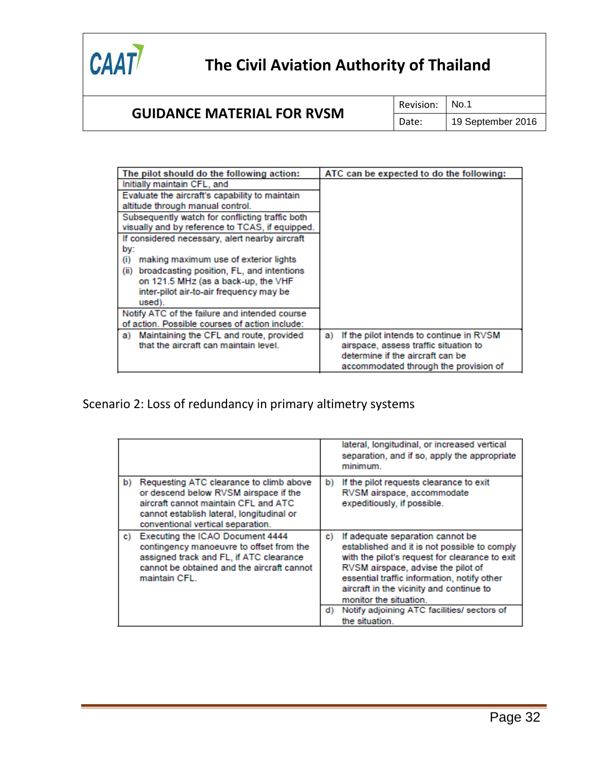| The pilot should do the following action: | ATC can be expected to do the following: |
|---|---|
| Initially maintain CFL, and | |
| Evaluate the aircraft's capability to maintain altitude through manual control. | |
| Subsequently watch for conflicting traffic both visually and by reference to TCAS, if equipped. | |
| If considered necessary, alert nearby aircraft by:<br>(i) making maximum use of exterior lights<br>(ii) broadcasting position, FL, and intentions on 121.5 MHz (as a back-up, the VHF inter-pilot air-to-air frequency may be used). | |
| Notify ATC of the failure and intended course of action. Possible courses of action include: | |
| a) Maintaining the CFL and route, provided that the aircraft can maintain level. | a) If the pilot intends to continue in RVSM airspace, assess traffic situation to determine if the aircraft can be accommodated through the provision of lateral, longitudinal, or increased vertical separation, and if so, apply the appropriate minimum. |
| b) Requesting ATC clearance to climb above or descend below RVSM airspace if the aircraft cannot maintain CFL and ATC cannot establish lateral, longitudinal or conventional vertical separation. | b) If the pilot requests clearance to exit RVSM airspace, accommodate expeditiously, if possible. |
| c) Executing the ICAO Document 4444 contingency manoeuvre to offset from the assigned track and FL, if ATC clearance cannot be obtained and the aircraft cannot maintain CFL. | c) If adequate separation cannot be established and it is not possible to comply with the pilot's request for clearance to exit RVSM airspace, advise the pilot of essential traffic information, notify other aircraft in the vicinity and continue to monitor the situation. |
| | d) Notify adjoining ATC facilities/ sectors of the situation. |

Scenario 2: Loss of redundancy in primary altimetry systems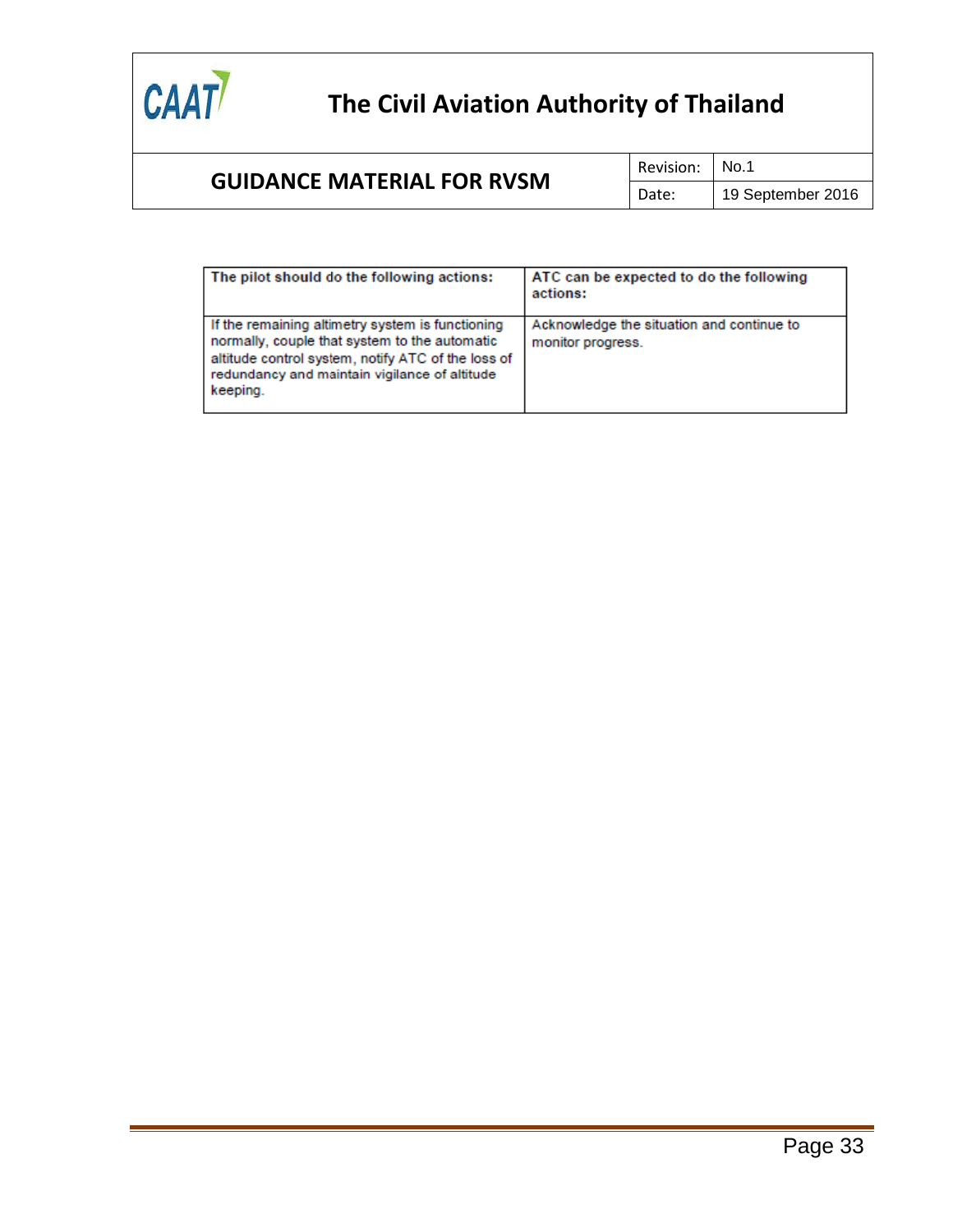| The pilot should do the following actions: | ATC can be expected to do the following actions: |
| --- | --- |
| If the remaining altimetry system is functioning normally, couple that system to the automatic altitude control system, notify ATC of the loss of redundancy and maintain vigilance of altitude keeping. | Acknowledge the situation and continue to monitor progress. |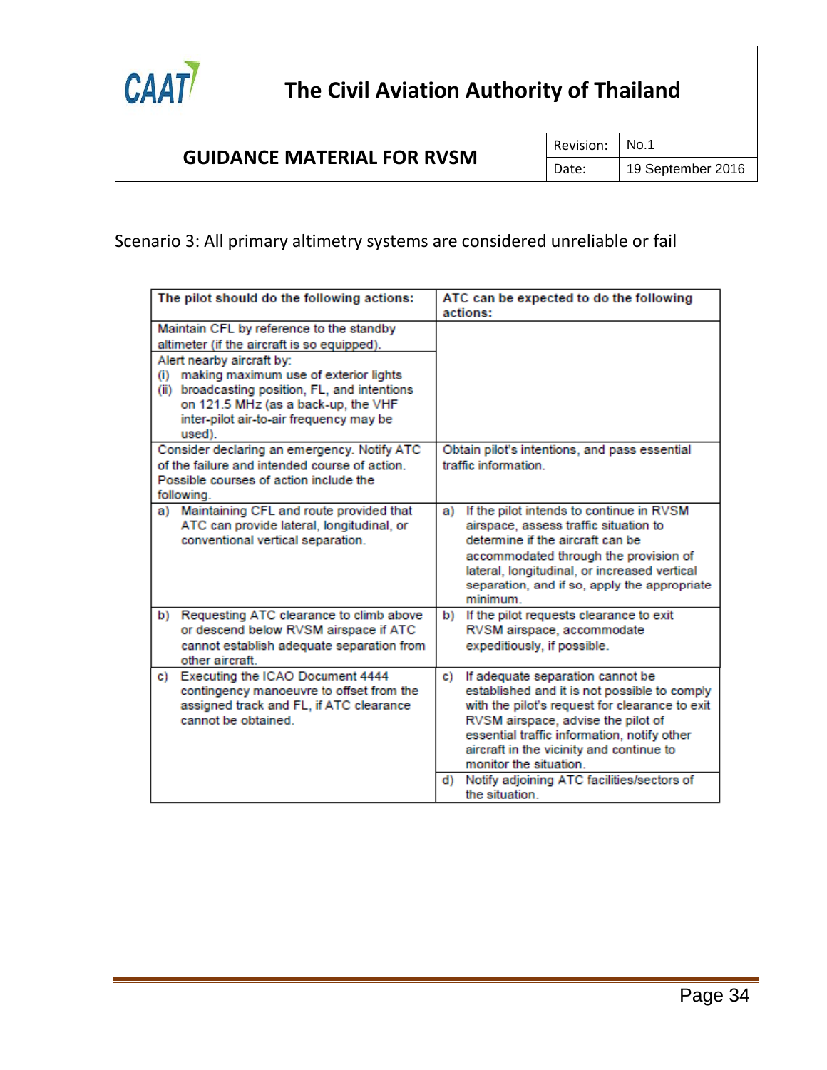Scenario 3: All primary altimetry systems are considered unreliable or fail

| The pilot should do the following actions: | ATC can be expected to do the following actions: |
|---|---|
| Maintain CFL by reference to the standby altimeter (if the aircraft is so equipped). | |
| Alert nearby aircraft by:<br>(i) making maximum use of exterior lights<br>(ii) broadcasting position, FL, and intentions on 121.5 MHz (as a back-up, the VHF inter-pilot air-to-air frequency may be used). | |
| Consider declaring an emergency. Notify ATC of the failure and intended course of action. Possible courses of action include the following. | Obtain pilot's intentions, and pass essential traffic information. |
| a) Maintaining CFL and route provided that ATC can provide lateral, longitudinal, or conventional vertical separation. | a) If the pilot intends to continue in RVSM airspace, assess traffic situation to determine if the aircraft can be accommodated through the provision of lateral, longitudinal, or increased vertical separation, and if so, apply the appropriate minimum. |
| b) Requesting ATC clearance to climb above or descend below RVSM airspace if ATC cannot establish adequate separation from other aircraft. | b) If the pilot requests clearance to exit RVSM airspace, accommodate expeditiously, if possible. |
| c) Executing the ICAO Document 4444 contingency manoeuvre to offset from the assigned track and FL, if ATC clearance cannot be obtained. | c) If adequate separation cannot be established and it is not possible to comply with the pilot's request for clearance to exit RVSM airspace, advise the pilot of essential traffic information, notify other aircraft in the vicinity and continue to monitor the situation.<br>d) Notify adjoining ATC facilities/sectors of the situation. |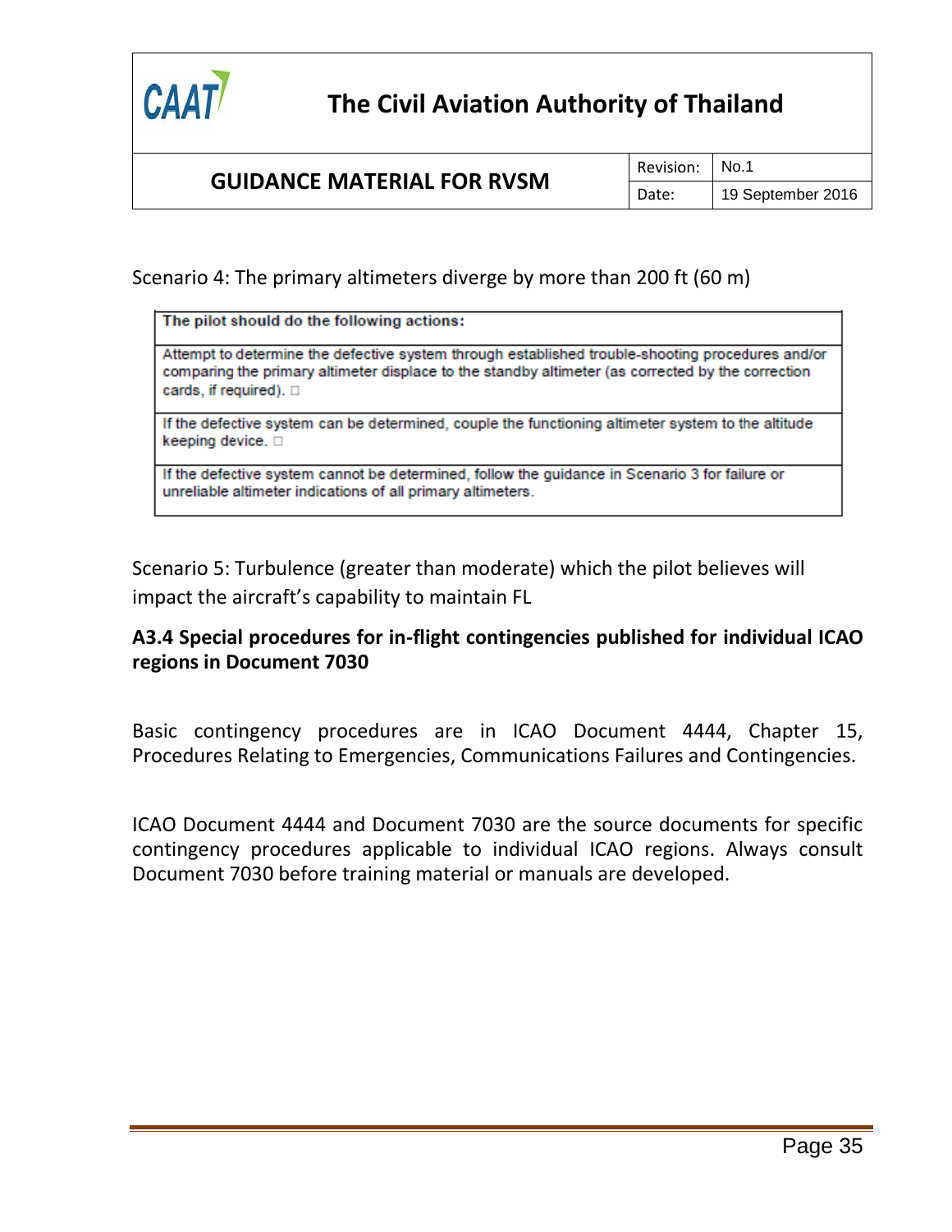Scenario 4: The primary altimeters diverge by more than 200 ft (60 m)

| The pilot should do the following actions: |
|---|
| Attempt to determine the defective system through established trouble-shooting procedures and/or comparing the primary altimeter displace to the standby altimeter (as corrected by the correction cards, if required). □ |
| If the defective system can be determined, couple the functioning altimeter system to the altitude keeping device. □ |
| If the defective system cannot be determined, follow the guidance in Scenario 3 for failure or unreliable altimeter indications of all primary altimeters. |

Scenario 5: Turbulence (greater than moderate) which the pilot believes will impact the aircraft's capability to maintain FL

### A3.4 Special procedures for in-flight contingencies published for individual ICAO regions in Document 7030

Basic contingency procedures are in ICAO Document 4444, Chapter 15, Procedures Relating to Emergencies, Communications Failures and Contingencies.

ICAO Document 4444 and Document 7030 are the source documents for specific contingency procedures applicable to individual ICAO regions. Always consult Document 7030 before training material or manuals are developed.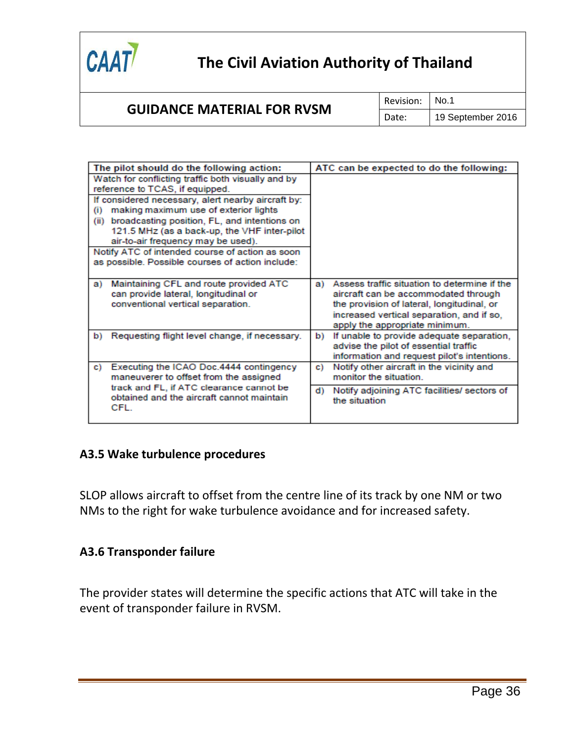| The pilot should do the following action: | ATC can be expected to do the following: |
|---|---|
| Watch for conflicting traffic both visually and by reference to TCAS, if equipped. | |
| If considered necessary, alert nearby aircraft by: (i) making maximum use of exterior lights (ii) broadcasting position, FL, and intentions on 121.5 MHz (as a back-up, the VHF inter-pilot air-to-air frequency may be used). | |
| Notify ATC of intended course of action as soon as possible. Possible courses of action include: | |
| a) Maintaining CFL and route provided ATC can provide lateral, longitudinal or conventional vertical separation. | a) Assess traffic situation to determine if the aircraft can be accommodated through the provision of lateral, longitudinal, or increased vertical separation, and if so, apply the appropriate minimum. |
| b) Requesting flight level change, if necessary. | b) If unable to provide adequate separation, advise the pilot of essential traffic information and request pilot's intentions. |
| c) Executing the ICAO Doc.4444 contingency maneuverer to offset from the assigned track and FL, if ATC clearance cannot be obtained and the aircraft cannot maintain CFL. | c) Notify other aircraft in the vicinity and monitor the situation. d) Notify adjoining ATC facilities/ sectors of the situation |

### A3.5 Wake turbulence procedures

SLOP allows aircraft to offset from the centre line of its track by one NM or two NMs to the right for wake turbulence avoidance and for increased safety.

### A3.6 Transponder failure

The provider states will determine the specific actions that ATC will take in the event of transponder failure in RVSM.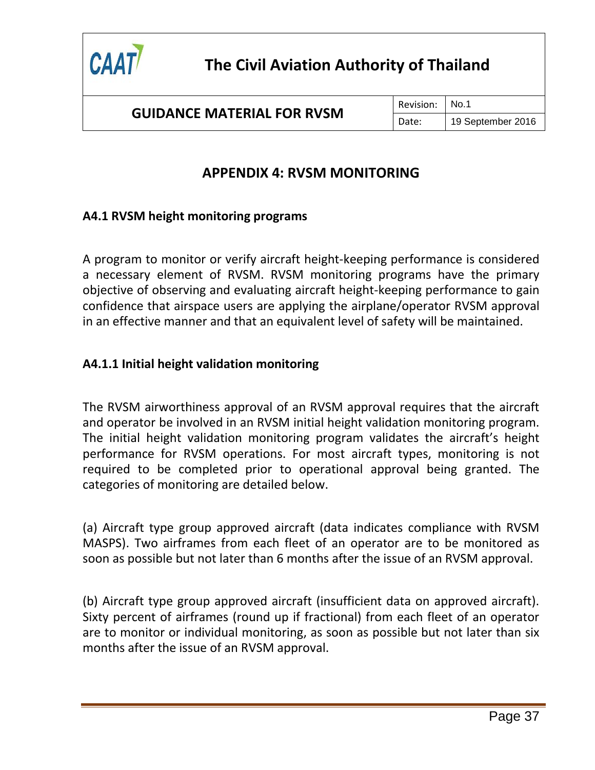# APPENDIX 4: RVSM MONITORING

## A4.1 RVSM height monitoring programs

A program to monitor or verify aircraft height-keeping performance is considered a necessary element of RVSM. RVSM monitoring programs have the primary objective of observing and evaluating aircraft height-keeping performance to gain confidence that airspace users are applying the airplane/operator RVSM approval in an effective manner and that an equivalent level of safety will be maintained.

### A4.1.1 Initial height validation monitoring

The RVSM airworthiness approval of an RVSM approval requires that the aircraft and operator be involved in an RVSM initial height validation monitoring program. The initial height validation monitoring program validates the aircraft's height performance for RVSM operations. For most aircraft types, monitoring is not required to be completed prior to operational approval being granted. The categories of monitoring are detailed below.

(a) Aircraft type group approved aircraft (data indicates compliance with RVSM MASPS). Two airframes from each fleet of an operator are to be monitored as soon as possible but not later than 6 months after the issue of an RVSM approval.

(b) Aircraft type group approved aircraft (insufficient data on approved aircraft). Sixty percent of airframes (round up if fractional) from each fleet of an operator are to monitor or individual monitoring, as soon as possible but not later than six months after the issue of an RVSM approval.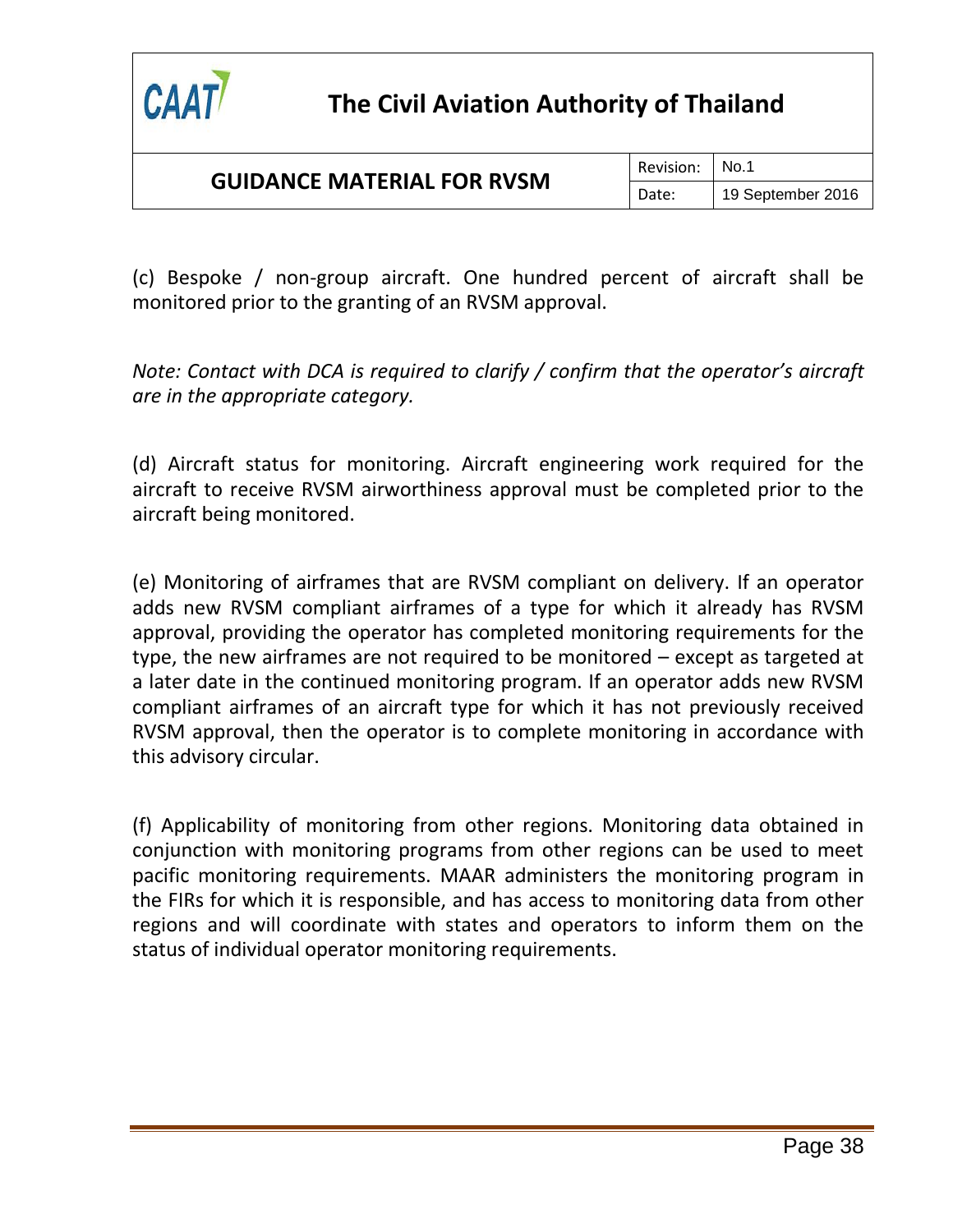(c) Bespoke / non-group aircraft. One hundred percent of aircraft shall be monitored prior to the granting of an RVSM approval.

*Note: Contact with DCA is required to clarify / confirm that the operator's aircraft are in the appropriate category.*

(d) Aircraft status for monitoring. Aircraft engineering work required for the aircraft to receive RVSM airworthiness approval must be completed prior to the aircraft being monitored.

(e) Monitoring of airframes that are RVSM compliant on delivery. If an operator adds new RVSM compliant airframes of a type for which it already has RVSM approval, providing the operator has completed monitoring requirements for the type, the new airframes are not required to be monitored – except as targeted at a later date in the continued monitoring program. If an operator adds new RVSM compliant airframes of an aircraft type for which it has not previously received RVSM approval, then the operator is to complete monitoring in accordance with this advisory circular.

(f) Applicability of monitoring from other regions. Monitoring data obtained in conjunction with monitoring programs from other regions can be used to meet pacific monitoring requirements. MAAR administers the monitoring program in the FIRs for which it is responsible, and has access to monitoring data from other regions and will coordinate with states and operators to inform them on the status of individual operator monitoring requirements.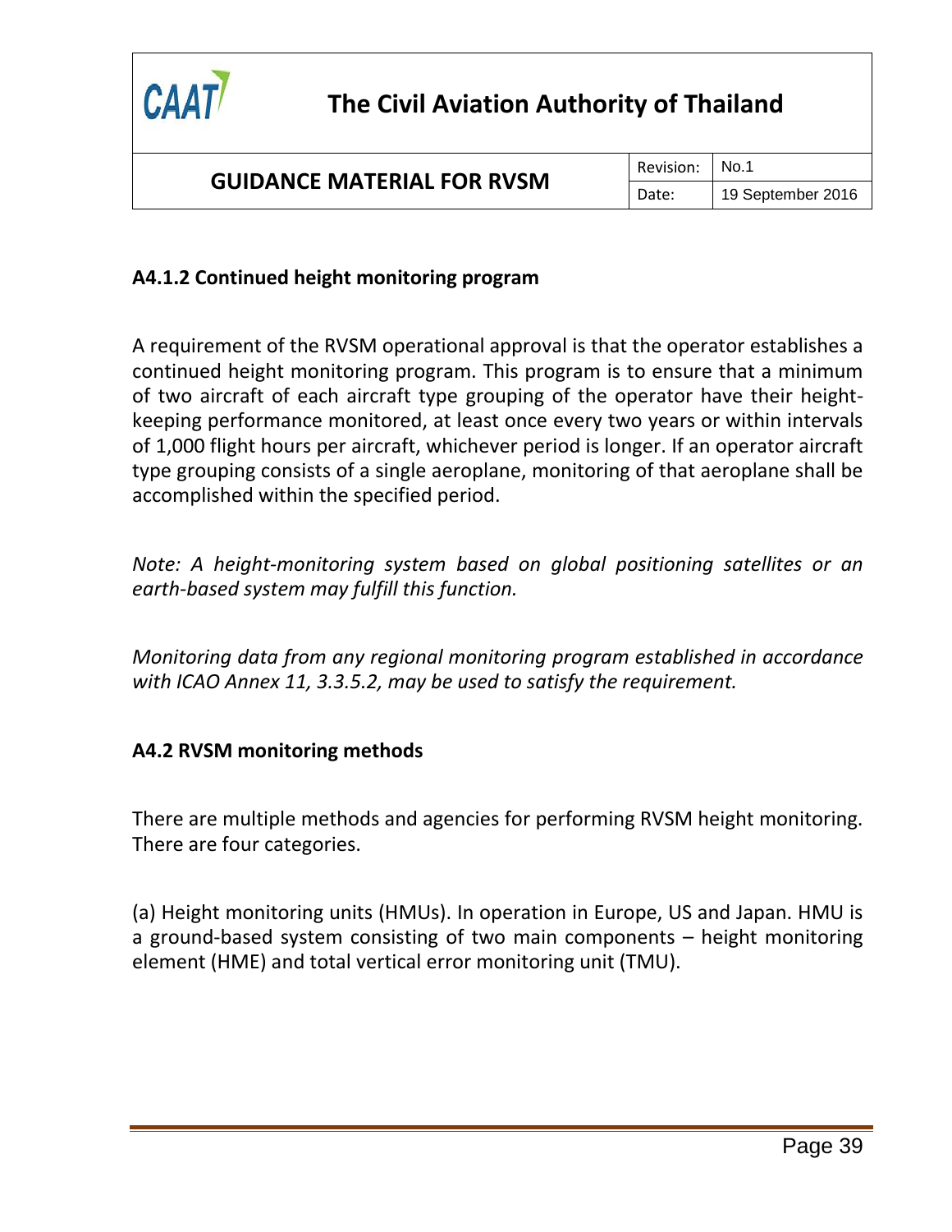### A4.1.2 Continued height monitoring program

A requirement of the RVSM operational approval is that the operator establishes a continued height monitoring program. This program is to ensure that a minimum of two aircraft of each aircraft type grouping of the operator have their height-keeping performance monitored, at least once every two years or within intervals of 1,000 flight hours per aircraft, whichever period is longer. If an operator aircraft type grouping consists of a single aeroplane, monitoring of that aeroplane shall be accomplished within the specified period.

*Note: A height-monitoring system based on global positioning satellites or an earth-based system may fulfill this function.*

*Monitoring data from any regional monitoring program established in accordance with ICAO Annex 11, 3.3.5.2, may be used to satisfy the requirement.*

### A4.2 RVSM monitoring methods

There are multiple methods and agencies for performing RVSM height monitoring. There are four categories.

(a) Height monitoring units (HMUs). In operation in Europe, US and Japan. HMU is a ground-based system consisting of two main components – height monitoring element (HME) and total vertical error monitoring unit (TMU).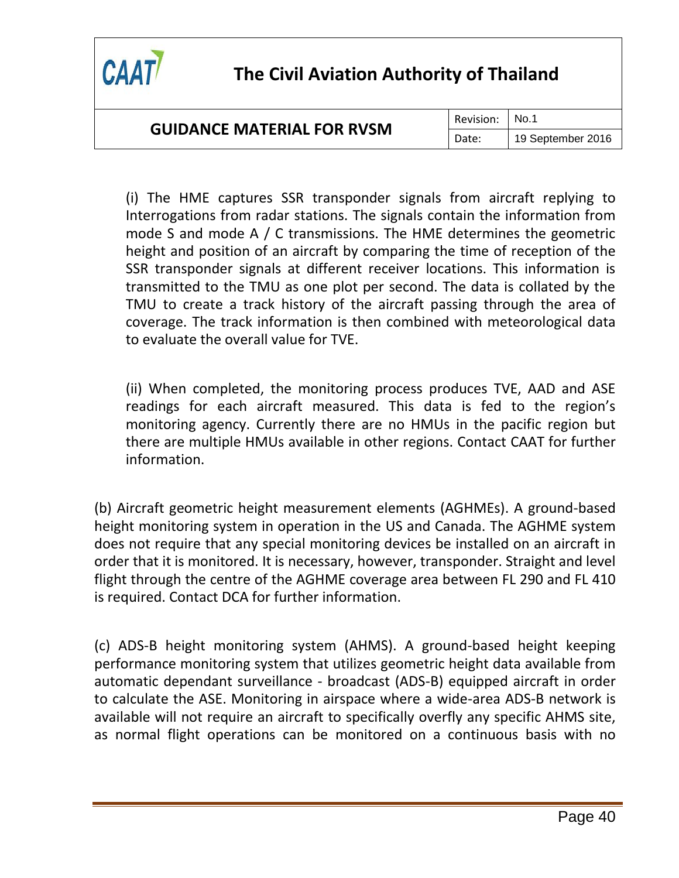(i) The HME captures SSR transponder signals from aircraft replying to Interrogations from radar stations. The signals contain the information from mode S and mode A / C transmissions. The HME determines the geometric height and position of an aircraft by comparing the time of reception of the SSR transponder signals at different receiver locations. This information is transmitted to the TMU as one plot per second. The data is collated by the TMU to create a track history of the aircraft passing through the area of coverage. The track information is then combined with meteorological data to evaluate the overall value for TVE.

(ii) When completed, the monitoring process produces TVE, AAD and ASE readings for each aircraft measured. This data is fed to the region's monitoring agency. Currently there are no HMUs in the pacific region but there are multiple HMUs available in other regions. Contact CAAT for further information.

(b) Aircraft geometric height measurement elements (AGHMEs). A ground-based height monitoring system in operation in the US and Canada. The AGHME system does not require that any special monitoring devices be installed on an aircraft in order that it is monitored. It is necessary, however, transponder. Straight and level flight through the centre of the AGHME coverage area between FL 290 and FL 410 is required. Contact DCA for further information.

(c) ADS-B height monitoring system (AHMS). A ground-based height keeping performance monitoring system that utilizes geometric height data available from automatic dependant surveillance - broadcast (ADS-B) equipped aircraft in order to calculate the ASE. Monitoring in airspace where a wide-area ADS-B network is available will not require an aircraft to specifically overfly any specific AHMS site, as normal flight operations can be monitored on a continuous basis with no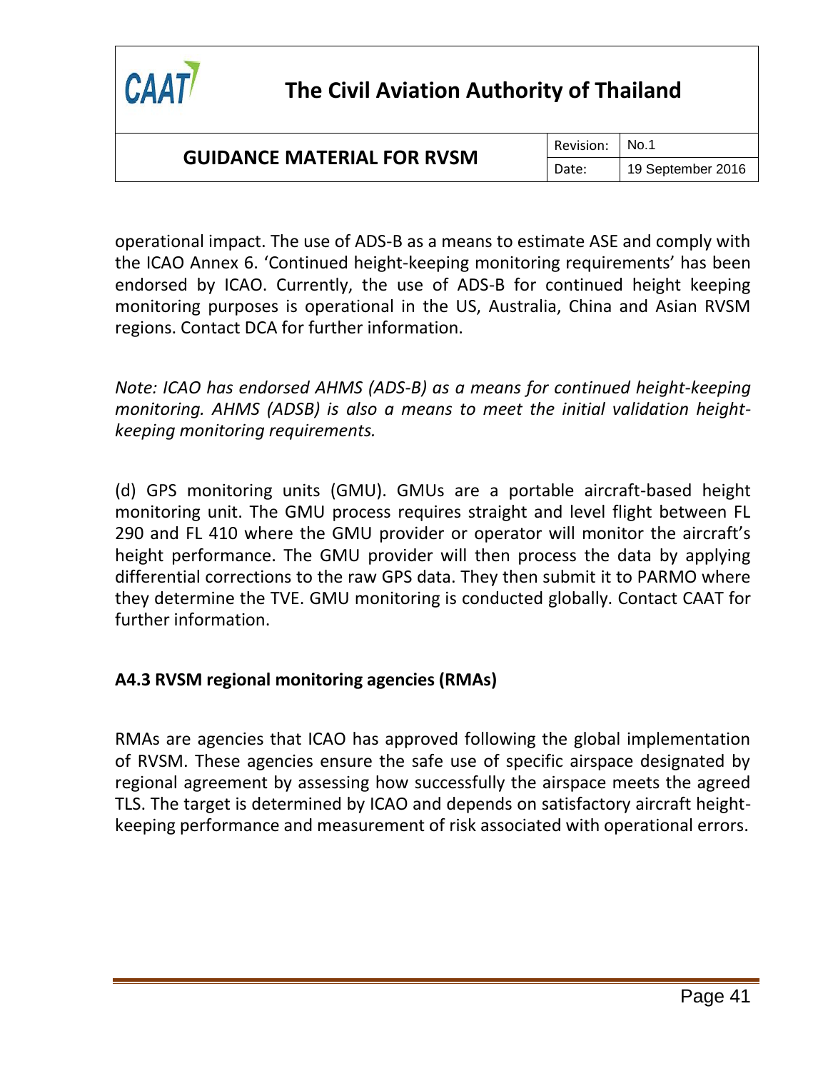operational impact. The use of ADS-B as a means to estimate ASE and comply with the ICAO Annex 6. 'Continued height-keeping monitoring requirements' has been endorsed by ICAO. Currently, the use of ADS-B for continued height keeping monitoring purposes is operational in the US, Australia, China and Asian RVSM regions. Contact DCA for further information.

*Note: ICAO has endorsed AHMS (ADS-B) as a means for continued height-keeping monitoring. AHMS (ADSB) is also a means to meet the initial validation height-keeping monitoring requirements.*

(d) GPS monitoring units (GMU). GMUs are a portable aircraft-based height monitoring unit. The GMU process requires straight and level flight between FL 290 and FL 410 where the GMU provider or operator will monitor the aircraft's height performance. The GMU provider will then process the data by applying differential corrections to the raw GPS data. They then submit it to PARMO where they determine the TVE. GMU monitoring is conducted globally. Contact CAAT for further information.

**A4.3 RVSM regional monitoring agencies (RMAs)**

RMAs are agencies that ICAO has approved following the global implementation of RVSM. These agencies ensure the safe use of specific airspace designated by regional agreement by assessing how successfully the airspace meets the agreed TLS. The target is determined by ICAO and depends on satisfactory aircraft height-keeping performance and measurement of risk associated with operational errors.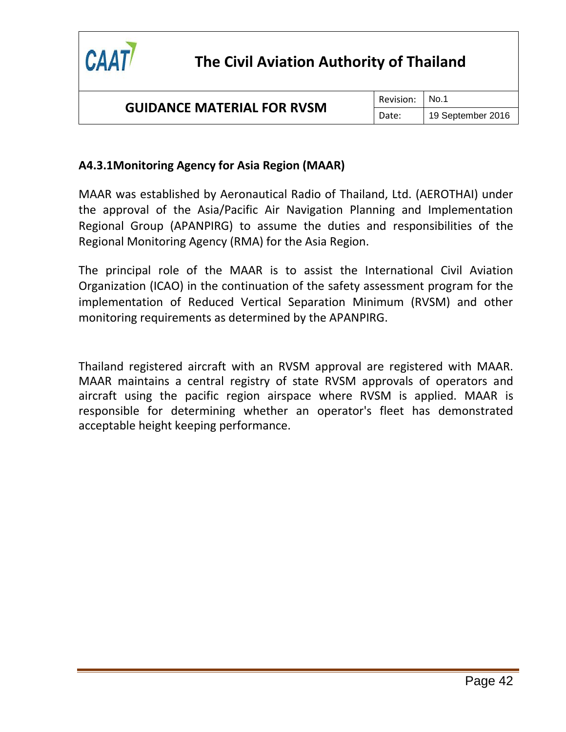### A4.3.1Monitoring Agency for Asia Region (MAAR)

MAAR was established by Aeronautical Radio of Thailand, Ltd. (AEROTHAI) under the approval of the Asia/Pacific Air Navigation Planning and Implementation Regional Group (APANPIRG) to assume the duties and responsibilities of the Regional Monitoring Agency (RMA) for the Asia Region.

The principal role of the MAAR is to assist the International Civil Aviation Organization (ICAO) in the continuation of the safety assessment program for the implementation of Reduced Vertical Separation Minimum (RVSM) and other monitoring requirements as determined by the APANPIRG.

Thailand registered aircraft with an RVSM approval are registered with MAAR. MAAR maintains a central registry of state RVSM approvals of operators and aircraft using the pacific region airspace where RVSM is applied. MAAR is responsible for determining whether an operator's fleet has demonstrated acceptable height keeping performance.